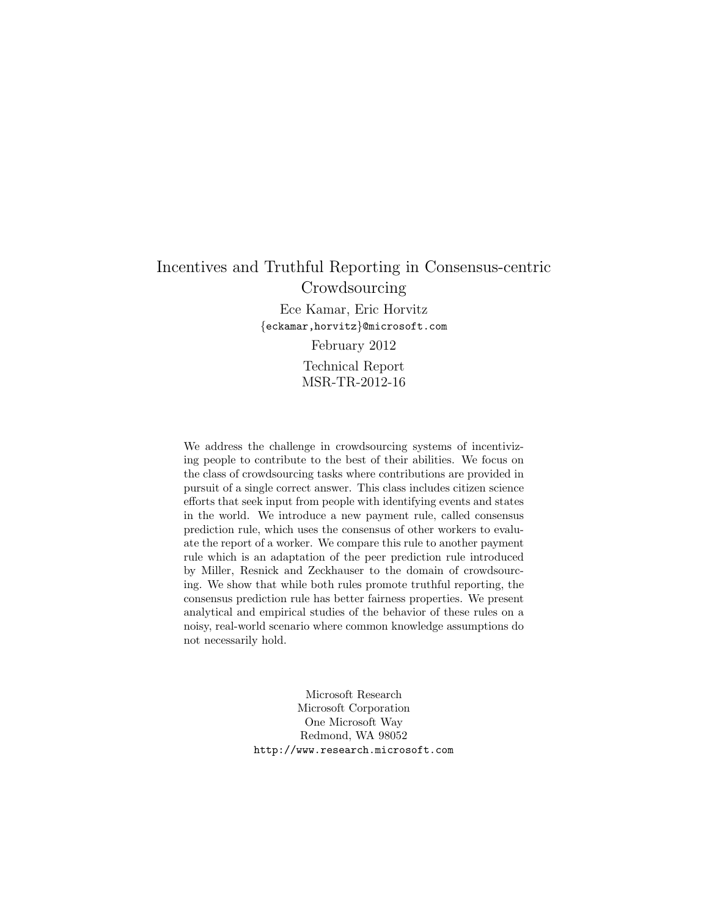# Incentives and Truthful Reporting in Consensus-centric Crowdsourcing

Ece Kamar, Eric Horvitz

{eckamar,horvitz}@microsoft.com

February 2012

Technical Report
MSR-TR-2012-16

We address the challenge in crowdsourcing systems of incentivizing people to contribute to the best of their abilities. We focus on the class of crowdsourcing tasks where contributions are provided in pursuit of a single correct answer. This class includes citizen science efforts that seek input from people with identifying events and states in the world. We introduce a new payment rule, called consensus prediction rule, which uses the consensus of other workers to evaluate the report of a worker. We compare this rule to another payment rule which is an adaptation of the peer prediction rule introduced by Miller, Resnick and Zeckhauser to the domain of crowdsourcing. We show that while both rules promote truthful reporting, the consensus prediction rule has better fairness properties. We present analytical and empirical studies of the behavior of these rules on a noisy, real-world scenario where common knowledge assumptions do not necessarily hold.

Microsoft Research
Microsoft Corporation
One Microsoft Way
Redmond, WA 98052
http://www.research.microsoft.com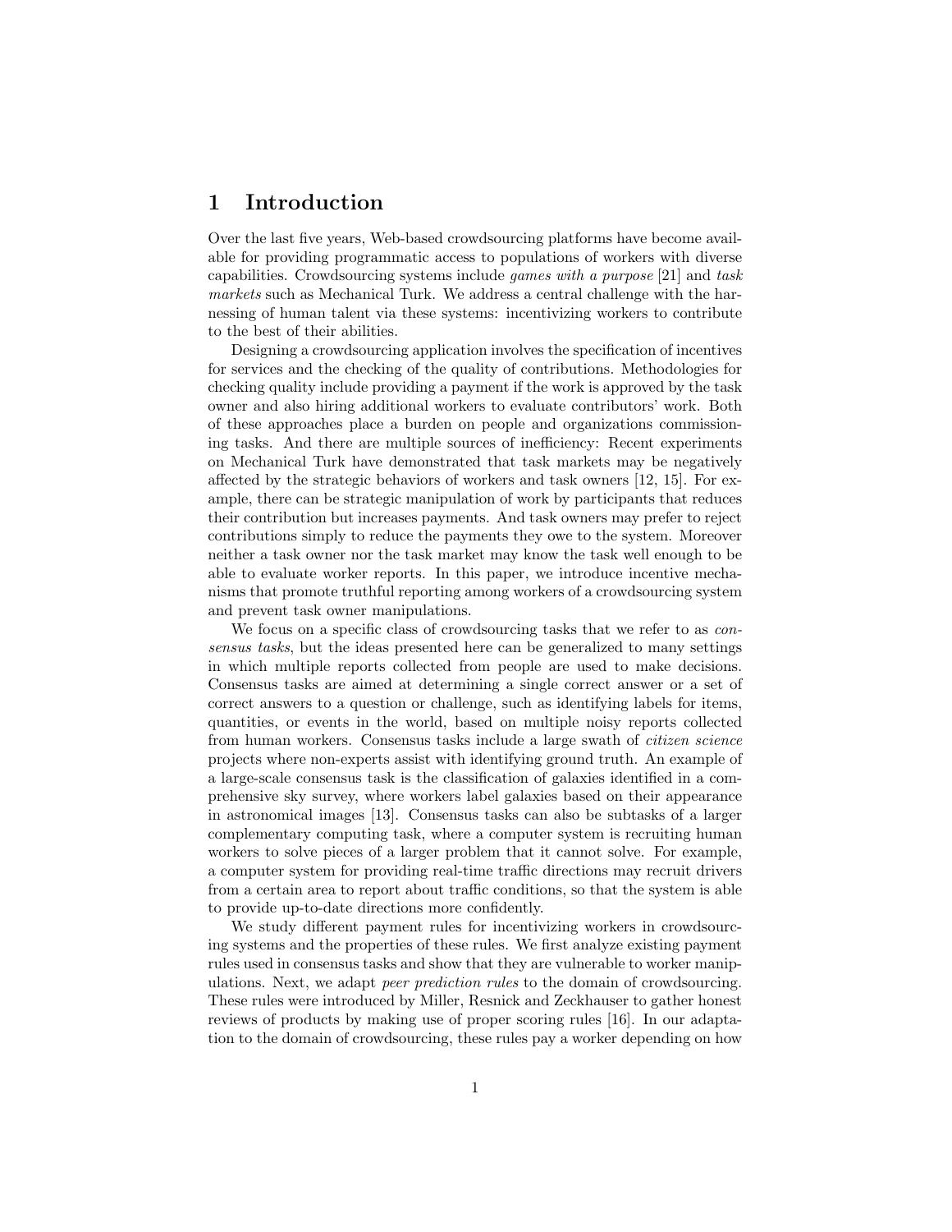## 1 Introduction

Over the last five years, Web-based crowdsourcing platforms have become available for providing programmatic access to populations of workers with diverse capabilities. Crowdsourcing systems include *games with a purpose* [21] and *task markets* such as Mechanical Turk. We address a central challenge with the harnessing of human talent via these systems: incentivizing workers to contribute to the best of their abilities.

Designing a crowdsourcing application involves the specification of incentives for services and the checking of the quality of contributions. Methodologies for checking quality include providing a payment if the work is approved by the task owner and also hiring additional workers to evaluate contributors' work. Both of these approaches place a burden on people and organizations commissioning tasks. And there are multiple sources of inefficiency: Recent experiments on Mechanical Turk have demonstrated that task markets may be negatively affected by the strategic behaviors of workers and task owners [12, 15]. For example, there can be strategic manipulation of work by participants that reduces their contribution but increases payments. And task owners may prefer to reject contributions simply to reduce the payments they owe to the system. Moreover neither a task owner nor the task market may know the task well enough to be able to evaluate worker reports. In this paper, we introduce incentive mechanisms that promote truthful reporting among workers of a crowdsourcing system and prevent task owner manipulations.

We focus on a specific class of crowdsourcing tasks that we refer to as *consensus tasks*, but the ideas presented here can be generalized to many settings in which multiple reports collected from people are used to make decisions. Consensus tasks are aimed at determining a single correct answer or a set of correct answers to a question or challenge, such as identifying labels for items, quantities, or events in the world, based on multiple noisy reports collected from human workers. Consensus tasks include a large swath of *citizen science* projects where non-experts assist with identifying ground truth. An example of a large-scale consensus task is the classification of galaxies identified in a comprehensive sky survey, where workers label galaxies based on their appearance in astronomical images [13]. Consensus tasks can also be subtasks of a larger complementary computing task, where a computer system is recruiting human workers to solve pieces of a larger problem that it cannot solve. For example, a computer system for providing real-time traffic directions may recruit drivers from a certain area to report about traffic conditions, so that the system is able to provide up-to-date directions more confidently.

We study different payment rules for incentivizing workers in crowdsourcing systems and the properties of these rules. We first analyze existing payment rules used in consensus tasks and show that they are vulnerable to worker manipulations. Next, we adapt *peer prediction rules* to the domain of crowdsourcing. These rules were introduced by Miller, Resnick and Zeckhauser to gather honest reviews of products by making use of proper scoring rules [16]. In our adaptation to the domain of crowdsourcing, these rules pay a worker depending on how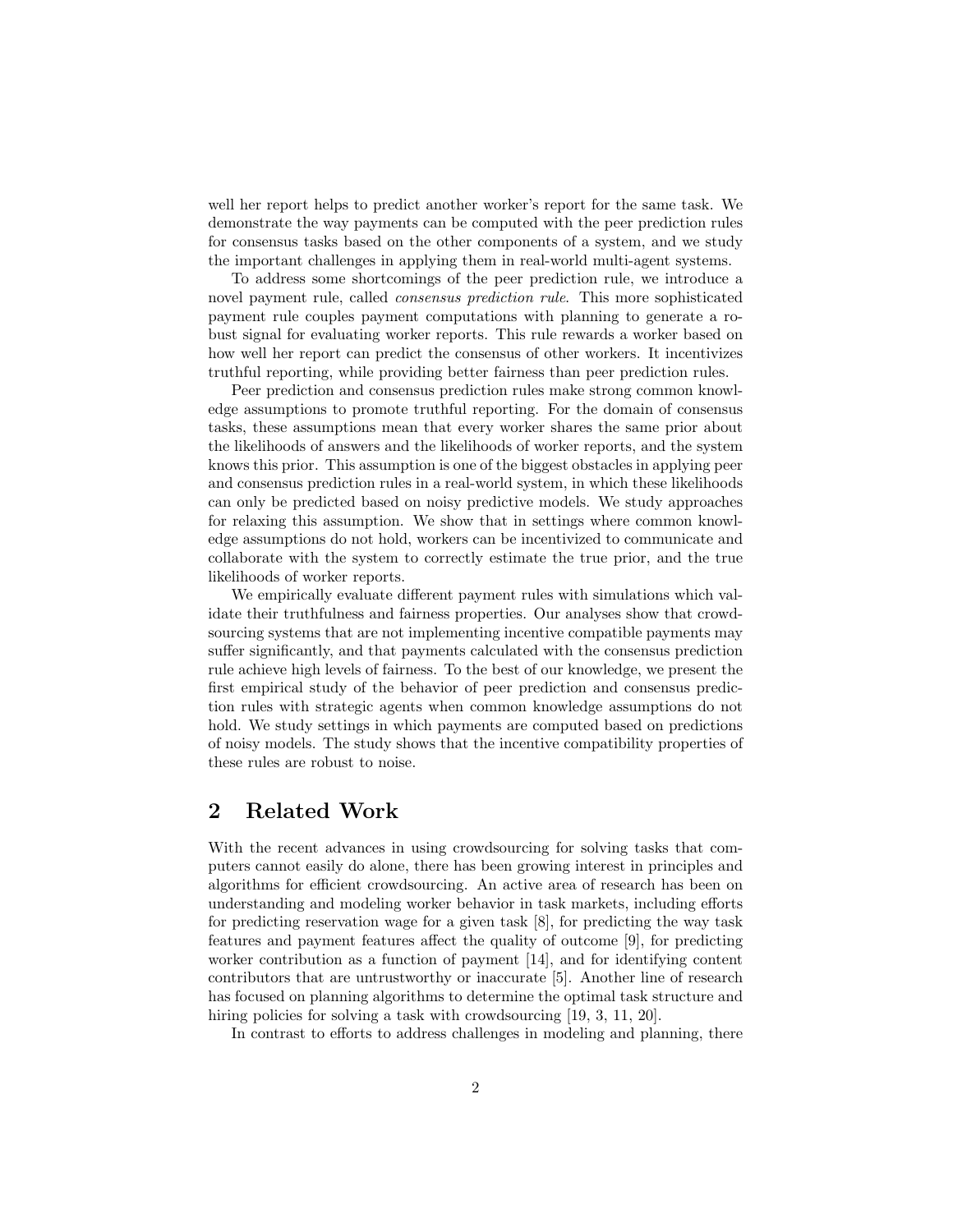well her report helps to predict another worker's report for the same task. We demonstrate the way payments can be computed with the peer prediction rules for consensus tasks based on the other components of a system, and we study the important challenges in applying them in real-world multi-agent systems.

To address some shortcomings of the peer prediction rule, we introduce a novel payment rule, called *consensus prediction rule*. This more sophisticated payment rule couples payment computations with planning to generate a robust signal for evaluating worker reports. This rule rewards a worker based on how well her report can predict the consensus of other workers. It incentivizes truthful reporting, while providing better fairness than peer prediction rules.

Peer prediction and consensus prediction rules make strong common knowledge assumptions to promote truthful reporting. For the domain of consensus tasks, these assumptions mean that every worker shares the same prior about the likelihoods of answers and the likelihoods of worker reports, and the system knows this prior. This assumption is one of the biggest obstacles in applying peer and consensus prediction rules in a real-world system, in which these likelihoods can only be predicted based on noisy predictive models. We study approaches for relaxing this assumption. We show that in settings where common knowledge assumptions do not hold, workers can be incentivized to communicate and collaborate with the system to correctly estimate the true prior, and the true likelihoods of worker reports.

We empirically evaluate different payment rules with simulations which validate their truthfulness and fairness properties. Our analyses show that crowdsourcing systems that are not implementing incentive compatible payments may suffer significantly, and that payments calculated with the consensus prediction rule achieve high levels of fairness. To the best of our knowledge, we present the first empirical study of the behavior of peer prediction and consensus prediction rules with strategic agents when common knowledge assumptions do not hold. We study settings in which payments are computed based on predictions of noisy models. The study shows that the incentive compatibility properties of these rules are robust to noise.

## 2 Related Work

With the recent advances in using crowdsourcing for solving tasks that computers cannot easily do alone, there has been growing interest in principles and algorithms for efficient crowdsourcing. An active area of research has been on understanding and modeling worker behavior in task markets, including efforts for predicting reservation wage for a given task [8], for predicting the way task features and payment features affect the quality of outcome [9], for predicting worker contribution as a function of payment [14], and for identifying content contributors that are untrustworthy or inaccurate [5]. Another line of research has focused on planning algorithms to determine the optimal task structure and hiring policies for solving a task with crowdsourcing [19, 3, 11, 20].

In contrast to efforts to address challenges in modeling and planning, there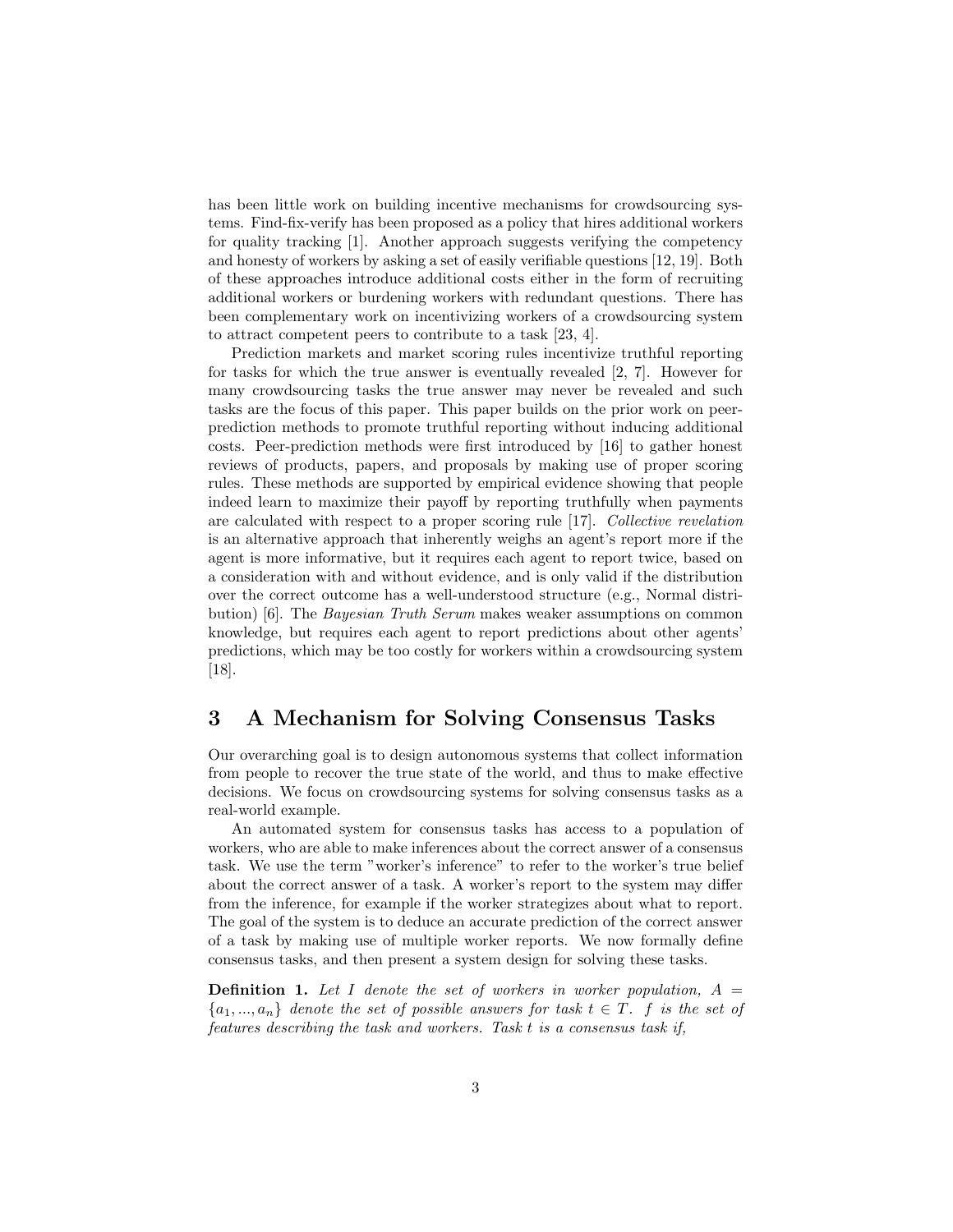has been little work on building incentive mechanisms for crowdsourcing systems. Find-fix-verify has been proposed as a policy that hires additional workers for quality tracking [1]. Another approach suggests verifying the competency and honesty of workers by asking a set of easily verifiable questions [12, 19]. Both of these approaches introduce additional costs either in the form of recruiting additional workers or burdening workers with redundant questions. There has been complementary work on incentivizing workers of a crowdsourcing system to attract competent peers to contribute to a task [23, 4].

Prediction markets and market scoring rules incentivize truthful reporting for tasks for which the true answer is eventually revealed [2, 7]. However for many crowdsourcing tasks the true answer may never be revealed and such tasks are the focus of this paper. This paper builds on the prior work on peer-prediction methods to promote truthful reporting without inducing additional costs. Peer-prediction methods were first introduced by [16] to gather honest reviews of products, papers, and proposals by making use of proper scoring rules. These methods are supported by empirical evidence showing that people indeed learn to maximize their payoff by reporting truthfully when payments are calculated with respect to a proper scoring rule [17]. *Collective revelation* is an alternative approach that inherently weighs an agent's report more if the agent is more informative, but it requires each agent to report twice, based on a consideration with and without evidence, and is only valid if the distribution over the correct outcome has a well-understood structure (e.g., Normal distribution) [6]. The *Bayesian Truth Serum* makes weaker assumptions on common knowledge, but requires each agent to report predictions about other agents' predictions, which may be too costly for workers within a crowdsourcing system [18].

## 3 A Mechanism for Solving Consensus Tasks

Our overarching goal is to design autonomous systems that collect information from people to recover the true state of the world, and thus to make effective decisions. We focus on crowdsourcing systems for solving consensus tasks as a real-world example.

An automated system for consensus tasks has access to a population of workers, who are able to make inferences about the correct answer of a consensus task. We use the term "worker's inference" to refer to the worker's true belief about the correct answer of a task. A worker's report to the system may differ from the inference, for example if the worker strategizes about what to report. The goal of the system is to deduce an accurate prediction of the correct answer of a task by making use of multiple worker reports. We now formally define consensus tasks, and then present a system design for solving these tasks.

**Definition 1.** *Let $I$ denote the set of workers in worker population, $A = \{a_1, ..., a_n\}$ denote the set of possible answers for task $t \in T$. $f$ is the set of features describing the task and workers. Task $t$ is a consensus task if,*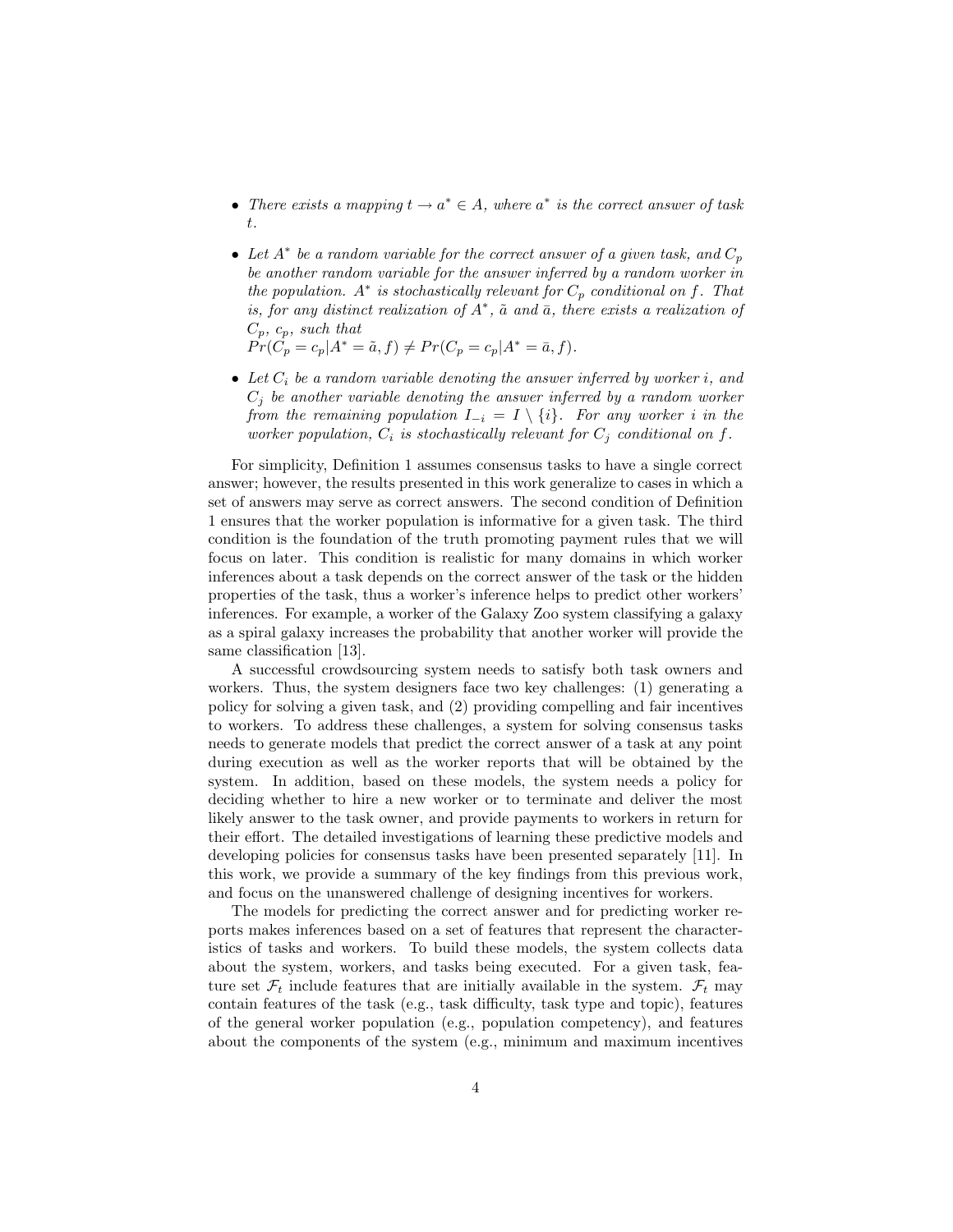- *There exists a mapping $t \rightarrow a^* \in A$, where $a^*$ is the correct answer of task $t$.*

- *Let $A^*$ be a random variable for the correct answer of a given task, and $C_p$ be another random variable for the answer inferred by a random worker in the population. $A^*$ is stochastically relevant for $C_p$ conditional on $f$. That is, for any distinct realization of $A^*$, $\tilde{a}$ and $\bar{a}$, there exists a realization of $C_p$, $c_p$, such that*
  $Pr(C_p = c_p|A^* = \tilde{a}, f) \neq Pr(C_p = c_p|A^* = \bar{a}, f)$.

- *Let $C_i$ be a random variable denoting the answer inferred by worker $i$, and $C_j$ be another variable denoting the answer inferred by a random worker from the remaining population $I_{-i} = I \setminus \{i\}$. For any worker $i$ in the worker population, $C_i$ is stochastically relevant for $C_j$ conditional on $f$.*

For simplicity, Definition 1 assumes consensus tasks to have a single correct answer; however, the results presented in this work generalize to cases in which a set of answers may serve as correct answers. The second condition of Definition 1 ensures that the worker population is informative for a given task. The third condition is the foundation of the truth promoting payment rules that we will focus on later. This condition is realistic for many domains in which worker inferences about a task depends on the correct answer of the task or the hidden properties of the task, thus a worker's inference helps to predict other workers' inferences. For example, a worker of the Galaxy Zoo system classifying a galaxy as a spiral galaxy increases the probability that another worker will provide the same classification [13].

A successful crowdsourcing system needs to satisfy both task owners and workers. Thus, the system designers face two key challenges: (1) generating a policy for solving a given task, and (2) providing compelling and fair incentives to workers. To address these challenges, a system for solving consensus tasks needs to generate models that predict the correct answer of a task at any point during execution as well as the worker reports that will be obtained by the system. In addition, based on these models, the system needs a policy for deciding whether to hire a new worker or to terminate and deliver the most likely answer to the task owner, and provide payments to workers in return for their effort. The detailed investigations of learning these predictive models and developing policies for consensus tasks have been presented separately [11]. In this work, we provide a summary of the key findings from this previous work, and focus on the unanswered challenge of designing incentives for workers.

The models for predicting the correct answer and for predicting worker reports makes inferences based on a set of features that represent the characteristics of tasks and workers. To build these models, the system collects data about the system, workers, and tasks being executed. For a given task, feature set $\mathcal{F}_t$ include features that are initially available in the system. $\mathcal{F}_t$ may contain features of the task (e.g., task difficulty, task type and topic), features of the general worker population (e.g., population competency), and features about the components of the system (e.g., minimum and maximum incentives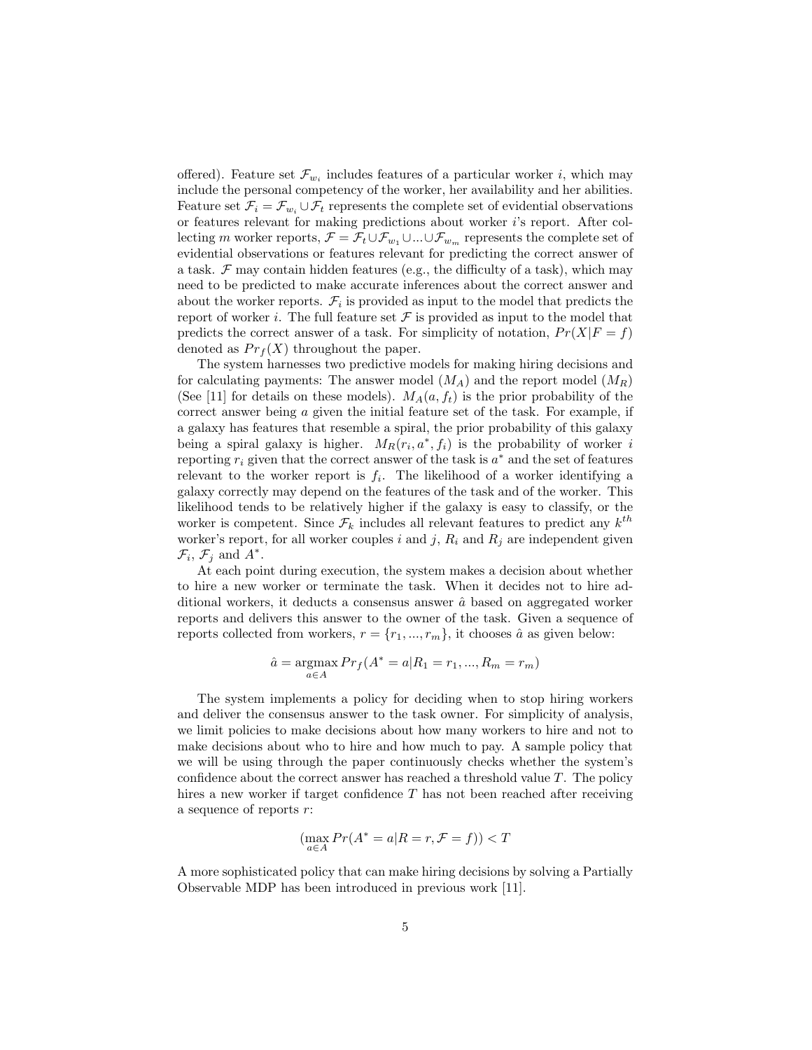offered). Feature set $\mathcal{F}_{w_i}$ includes features of a particular worker $i$, which may include the personal competency of the worker, her availability and her abilities. Feature set $\mathcal{F}_i = \mathcal{F}_{w_i} \cup \mathcal{F}_t$ represents the complete set of evidential observations or features relevant for making predictions about worker $i$'s report. After collecting $m$ worker reports, $\mathcal{F} = \mathcal{F}_t \cup \mathcal{F}_{w_1} \cup ... \cup \mathcal{F}_{w_m}$ represents the complete set of evidential observations or features relevant for predicting the correct answer of a task. $\mathcal{F}$ may contain hidden features (e.g., the difficulty of a task), which may need to be predicted to make accurate inferences about the correct answer and about the worker reports. $\mathcal{F}_i$ is provided as input to the model that predicts the report of worker $i$. The full feature set $\mathcal{F}$ is provided as input to the model that predicts the correct answer of a task. For simplicity of notation, $Pr(X|F = f)$ denoted as $Pr_f(X)$ throughout the paper.

The system harnesses two predictive models for making hiring decisions and for calculating payments: The answer model ($M_A$) and the report model ($M_R$) (See [11] for details on these models). $M_A(a, f_t)$ is the prior probability of the correct answer being $a$ given the initial feature set of the task. For example, if a galaxy has features that resemble a spiral, the prior probability of this galaxy being a spiral galaxy is higher. $M_R(r_i, a^*, f_i)$ is the probability of worker $i$ reporting $r_i$ given that the correct answer of the task is $a^*$ and the set of features relevant to the worker report is $f_i$. The likelihood of a worker identifying a galaxy correctly may depend on the features of the task and of the worker. This likelihood tends to be relatively higher if the galaxy is easy to classify, or the worker is competent. Since $\mathcal{F}_k$ includes all relevant features to predict any $k^{th}$ worker's report, for all worker couples $i$ and $j$, $R_i$ and $R_j$ are independent given $\mathcal{F}_i$, $\mathcal{F}_j$ and $A^*$.

At each point during execution, the system makes a decision about whether to hire a new worker or terminate the task. When it decides not to hire additional workers, it deducts a consensus answer $\hat{a}$ based on aggregated worker reports and delivers this answer to the owner of the task. Given a sequence of reports collected from workers, $r = \{r_1, ..., r_m\}$, it chooses $\hat{a}$ as given below:

$$\hat{a} = \underset{a \in A}{\operatorname{argmax}} \, Pr_f(A^* = a | R_1 = r_1, ..., R_m = r_m)$$

The system implements a policy for deciding when to stop hiring workers and deliver the consensus answer to the task owner. For simplicity of analysis, we limit policies to make decisions about how many workers to hire and not to make decisions about who to hire and how much to pay. A sample policy that we will be using through the paper continuously checks whether the system's confidence about the correct answer has reached a threshold value $T$. The policy hires a new worker if target confidence $T$ has not been reached after receiving a sequence of reports $r$:

$$(\max_{a \in A} Pr(A^* = a | R = r, \mathcal{F} = f)) < T$$

A more sophisticated policy that can make hiring decisions by solving a Partially Observable MDP has been introduced in previous work [11].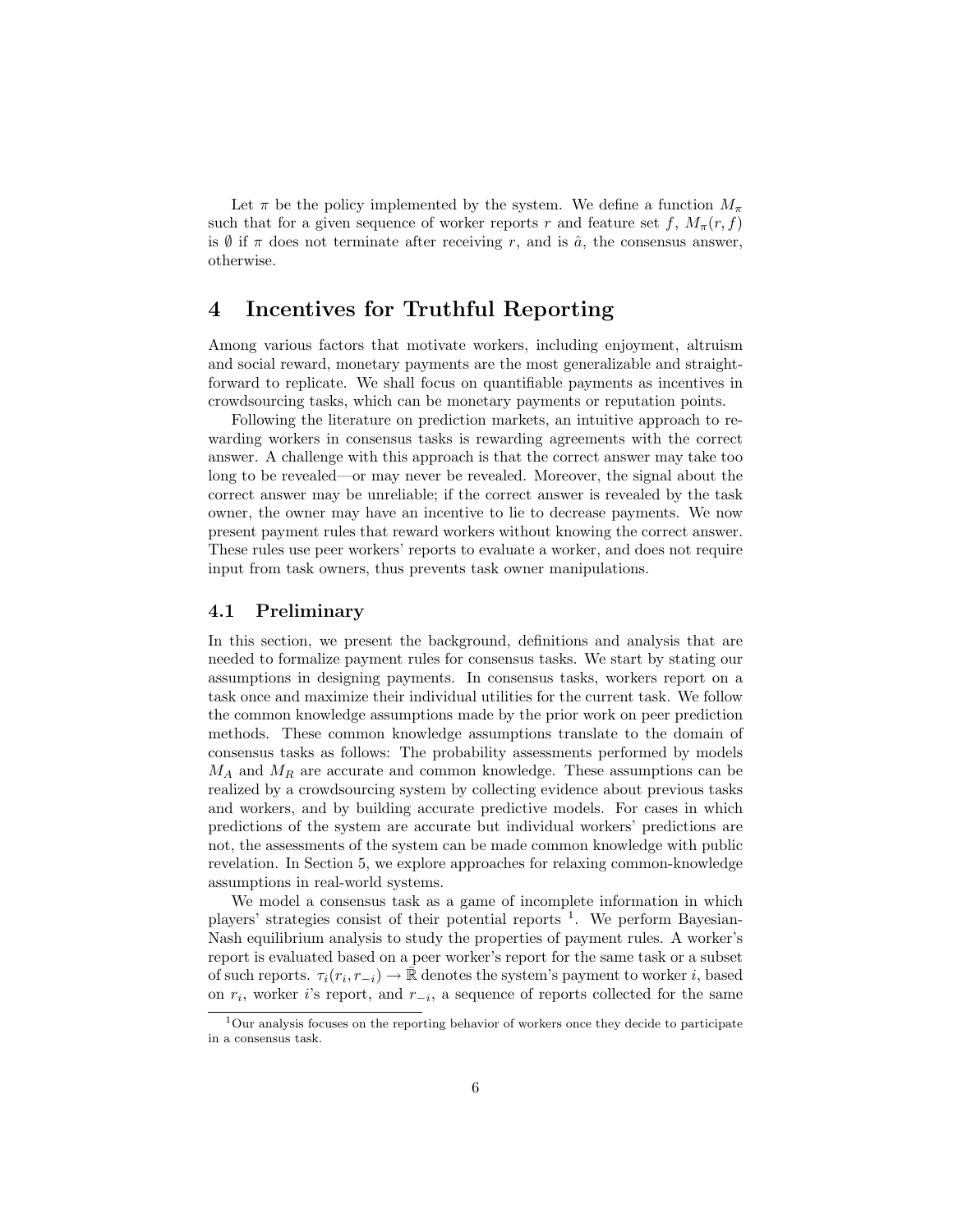Let $\pi$ be the policy implemented by the system. We define a function $M_\pi$ such that for a given sequence of worker reports $r$ and feature set $f$, $M_\pi(r, f)$ is $\emptyset$ if $\pi$ does not terminate after receiving $r$, and is $\hat{a}$, the consensus answer, otherwise.

# 4 Incentives for Truthful Reporting

Among various factors that motivate workers, including enjoyment, altruism and social reward, monetary payments are the most generalizable and straightforward to replicate. We shall focus on quantifiable payments as incentives in crowdsourcing tasks, which can be monetary payments or reputation points.

Following the literature on prediction markets, an intuitive approach to rewarding workers in consensus tasks is rewarding agreements with the correct answer. A challenge with this approach is that the correct answer may take too long to be revealed—or may never be revealed. Moreover, the signal about the correct answer may be unreliable; if the correct answer is revealed by the task owner, the owner may have an incentive to lie to decrease payments. We now present payment rules that reward workers without knowing the correct answer. These rules use peer workers' reports to evaluate a worker, and does not require input from task owners, thus prevents task owner manipulations.

## 4.1 Preliminary

In this section, we present the background, definitions and analysis that are needed to formalize payment rules for consensus tasks. We start by stating our assumptions in designing payments. In consensus tasks, workers report on a task once and maximize their individual utilities for the current task. We follow the common knowledge assumptions made by the prior work on peer prediction methods. These common knowledge assumptions translate to the domain of consensus tasks as follows: The probability assessments performed by models $M_A$ and $M_R$ are accurate and common knowledge. These assumptions can be realized by a crowdsourcing system by collecting evidence about previous tasks and workers, and by building accurate predictive models. For cases in which predictions of the system are accurate but individual workers' predictions are not, the assessments of the system can be made common knowledge with public revelation. In Section 5, we explore approaches for relaxing common-knowledge assumptions in real-world systems.

We model a consensus task as a game of incomplete information in which players' strategies consist of their potential reports [1]. We perform Bayesian-Nash equilibrium analysis to study the properties of payment rules. A worker's report is evaluated based on a peer worker's report for the same task or a subset of such reports. $\tau_i(r_i, r_{-i}) \rightarrow \mathbb{R}$ denotes the system's payment to worker $i$, based on $r_i$, worker $i$'s report, and $r_{-i}$, a sequence of reports collected for the same

[1] Our analysis focuses on the reporting behavior of workers once they decide to participate in a consensus task.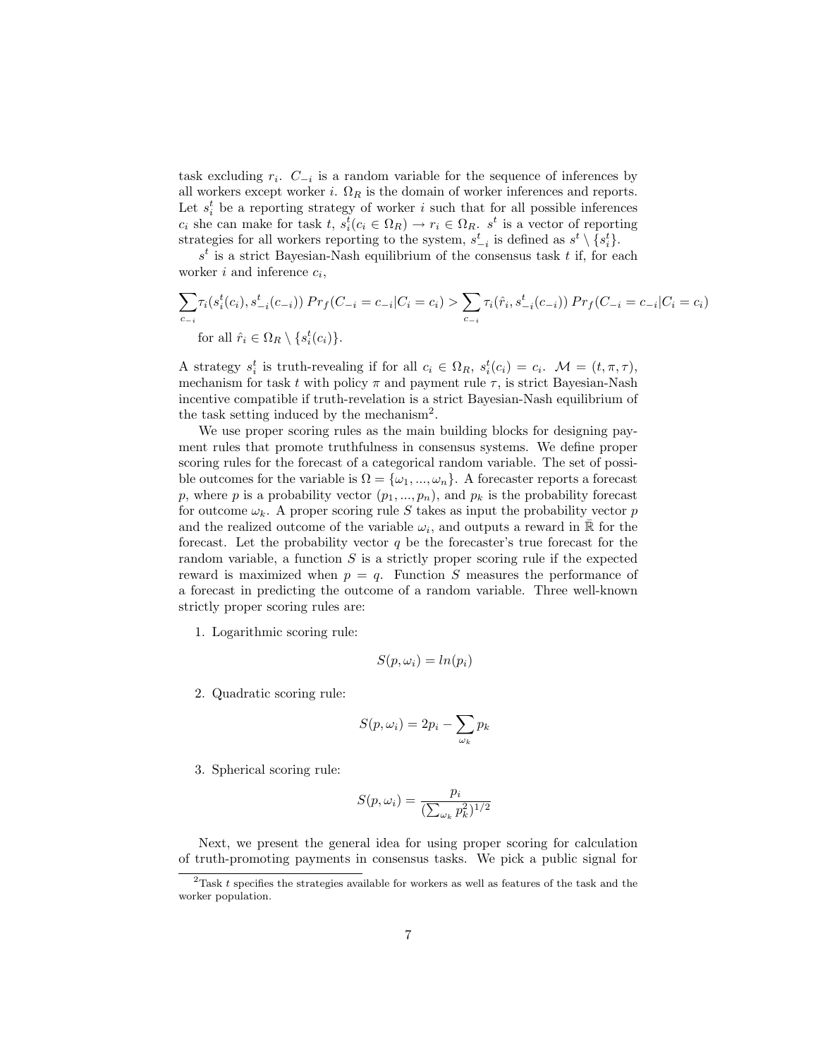task excluding $r_i$. $C_{-i}$ is a random variable for the sequence of inferences by all workers except worker $i$. $\Omega_R$ is the domain of worker inferences and reports. Let $s_i^t$ be a reporting strategy of worker $i$ such that for all possible inferences $c_i$ she can make for task $t$, $s_i^t(c_i \in \Omega_R) \rightarrow r_i \in \Omega_R$. $s^t$ is a vector of reporting strategies for all workers reporting to the system, $s_{-i}^t$ is defined as $s^t \setminus \{s_i^t\}$.

$s^t$ is a strict Bayesian-Nash equilibrium of the consensus task $t$ if, for each worker $i$ and inference $c_i$,

$$\sum_{c_{-i}} \tau_i(s_i^t(c_i), s_{-i}^t(c_{-i}))\, Pr_f(C_{-i} = c_{-i} | C_i = c_i) > \sum_{c_{-i}} \tau_i(\hat{r}_i, s_{-i}^t(c_{-i}))\, Pr_f(C_{-i} = c_{-i} | C_i = c_i)$$

for all $\hat{r}_i \in \Omega_R \setminus \{s_i^t(c_i)\}$.

A strategy $s_i^t$ is truth-revealing if for all $c_i \in \Omega_R$, $s_i^t(c_i) = c_i$. $\mathcal{M} = (t, \pi, \tau)$, mechanism for task $t$ with policy $\pi$ and payment rule $\tau$, is strict Bayesian-Nash incentive compatible if truth-revelation is a strict Bayesian-Nash equilibrium of the task setting induced by the mechanism[2].

We use proper scoring rules as the main building blocks for designing payment rules that promote truthfulness in consensus systems. We define proper scoring rules for the forecast of a categorical random variable. The set of possible outcomes for the variable is $\Omega = \{\omega_1, ..., \omega_n\}$. A forecaster reports a forecast $p$, where $p$ is a probability vector $(p_1, ..., p_n)$, and $p_k$ is the probability forecast for outcome $\omega_k$. A proper scoring rule $S$ takes as input the probability vector $p$ and the realized outcome of the variable $\omega_i$, and outputs a reward in $\bar{\mathbb{R}}$ for the forecast. Let the probability vector $q$ be the forecaster's true forecast for the random variable, a function $S$ is a strictly proper scoring rule if the expected reward is maximized when $p = q$. Function $S$ measures the performance of a forecast in predicting the outcome of a random variable. Three well-known strictly proper scoring rules are:

1. Logarithmic scoring rule:

$$S(p, \omega_i) = ln(p_i)$$

2. Quadratic scoring rule:

$$S(p, \omega_i) = 2p_i - \sum_{\omega_k} p_k$$

3. Spherical scoring rule:

$$S(p, \omega_i) = \frac{p_i}{(\sum_{\omega_k} p_k^2)^{1/2}}$$

Next, we present the general idea for using proper scoring for calculation of truth-promoting payments in consensus tasks. We pick a public signal for

[2] Task $t$ specifies the strategies available for workers as well as features of the task and the worker population.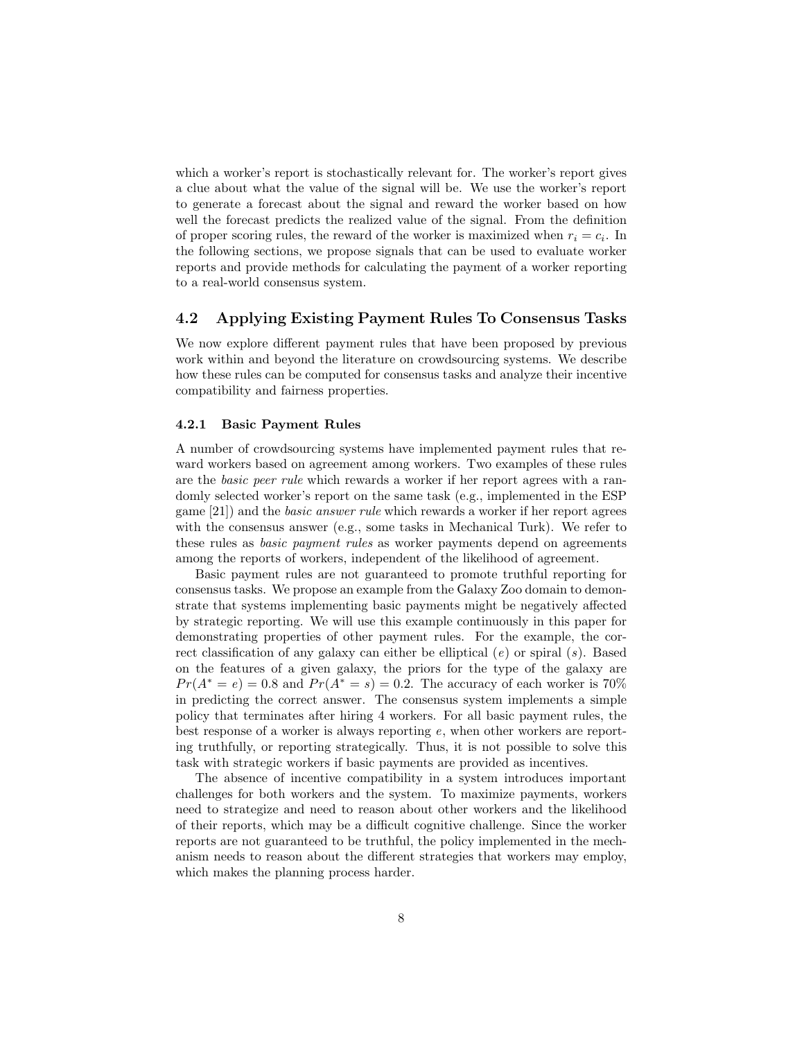which a worker's report is stochastically relevant for. The worker's report gives a clue about what the value of the signal will be. We use the worker's report to generate a forecast about the signal and reward the worker based on how well the forecast predicts the realized value of the signal. From the definition of proper scoring rules, the reward of the worker is maximized when $r_i = c_i$. In the following sections, we propose signals that can be used to evaluate worker reports and provide methods for calculating the payment of a worker reporting to a real-world consensus system.

## 4.2 Applying Existing Payment Rules To Consensus Tasks

We now explore different payment rules that have been proposed by previous work within and beyond the literature on crowdsourcing systems. We describe how these rules can be computed for consensus tasks and analyze their incentive compatibility and fairness properties.

### 4.2.1 Basic Payment Rules

A number of crowdsourcing systems have implemented payment rules that reward workers based on agreement among workers. Two examples of these rules are the *basic peer rule* which rewards a worker if her report agrees with a randomly selected worker's report on the same task (e.g., implemented in the ESP game [21]) and the *basic answer rule* which rewards a worker if her report agrees with the consensus answer (e.g., some tasks in Mechanical Turk). We refer to these rules as *basic payment rules* as worker payments depend on agreements among the reports of workers, independent of the likelihood of agreement.

Basic payment rules are not guaranteed to promote truthful reporting for consensus tasks. We propose an example from the Galaxy Zoo domain to demonstrate that systems implementing basic payments might be negatively affected by strategic reporting. We will use this example continuously in this paper for demonstrating properties of other payment rules. For the example, the correct classification of any galaxy can either be elliptical ($e$) or spiral ($s$). Based on the features of a given galaxy, the priors for the type of the galaxy are $Pr(A^* = e) = 0.8$ and $Pr(A^* = s) = 0.2$. The accuracy of each worker is 70% in predicting the correct answer. The consensus system implements a simple policy that terminates after hiring 4 workers. For all basic payment rules, the best response of a worker is always reporting $e$, when other workers are reporting truthfully, or reporting strategically. Thus, it is not possible to solve this task with strategic workers if basic payments are provided as incentives.

The absence of incentive compatibility in a system introduces important challenges for both workers and the system. To maximize payments, workers need to strategize and need to reason about other workers and the likelihood of their reports, which may be a difficult cognitive challenge. Since the worker reports are not guaranteed to be truthful, the policy implemented in the mechanism needs to reason about the different strategies that workers may employ, which makes the planning process harder.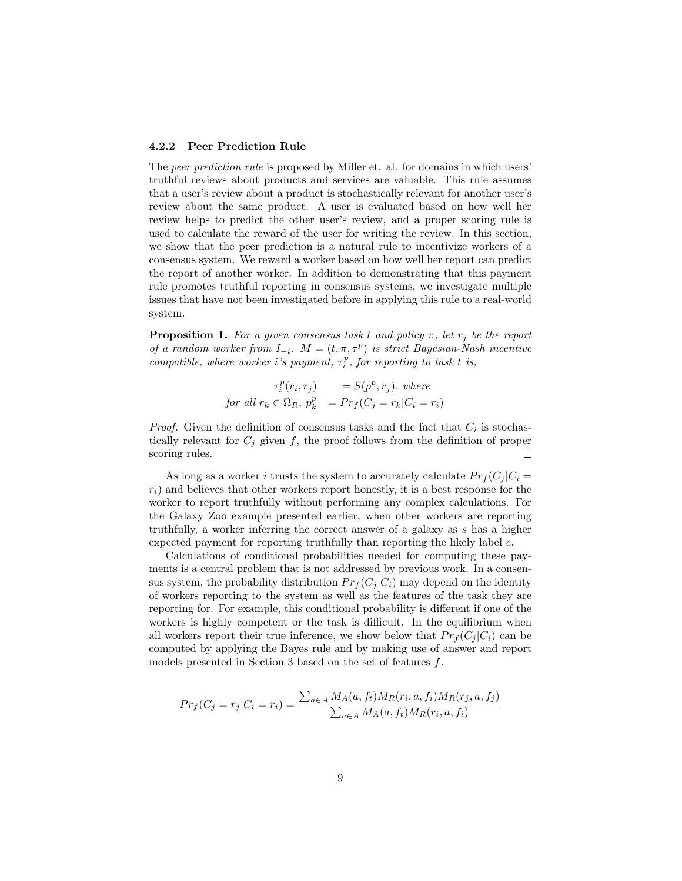#### 4.2.2 Peer Prediction Rule

The *peer prediction rule* is proposed by Miller et. al. for domains in which users' truthful reviews about products and services are valuable. This rule assumes that a user's review about a product is stochastically relevant for another user's review about the same product. A user is evaluated based on how well her review helps to predict the other user's review, and a proper scoring rule is used to calculate the reward of the user for writing the review. In this section, we show that the peer prediction is a natural rule to incentivize workers of a consensus system. We reward a worker based on how well her report can predict the report of another worker. In addition to demonstrating that this payment rule promotes truthful reporting in consensus systems, we investigate multiple issues that have not been investigated before in applying this rule to a real-world system.

**Proposition 1.** *For a given consensus task $t$ and policy $\pi$, let $r_j$ be the report of a random worker from $I_{-i}$. $M = (t, \pi, \tau^p)$ is strict Bayesian-Nash incentive compatible, where worker $i$'s payment, $\tau_i^p$, for reporting to task $t$ is,*

$$
\begin{aligned}
\tau_i^p(r_i, r_j) \quad &= S(p^p, r_j), \text{ where} \\
\text{for all } r_k \in \Omega_R,\ p_k^p \quad &= Pr_f(C_j = r_k | C_i = r_i)
\end{aligned}
$$

*Proof.* Given the definition of consensus tasks and the fact that $C_i$ is stochastically relevant for $C_j$ given $f$, the proof follows from the definition of proper scoring rules. □

As long as a worker $i$ trusts the system to accurately calculate $Pr_f(C_j|C_i = r_i)$ and believes that other workers report honestly, it is a best response for the worker to report truthfully without performing any complex calculations. For the Galaxy Zoo example presented earlier, when other workers are reporting truthfully, a worker inferring the correct answer of a galaxy as $s$ has a higher expected payment for reporting truthfully than reporting the likely label $e$.

Calculations of conditional probabilities needed for computing these payments is a central problem that is not addressed by previous work. In a consensus system, the probability distribution $Pr_f(C_j|C_i)$ may depend on the identity of workers reporting to the system as well as the features of the task they are reporting for. For example, this conditional probability is different if one of the workers is highly competent or the task is difficult. In the equilibrium when all workers report their true inference, we show below that $Pr_f(C_j|C_i)$ can be computed by applying the Bayes rule and by making use of answer and report models presented in Section 3 based on the set of features $f$.

$$
Pr_f(C_j = r_j | C_i = r_i) = \frac{\sum_{a \in A} M_A(a, f_t) M_R(r_i, a, f_i) M_R(r_j, a, f_j)}{\sum_{a \in A} M_A(a, f_t) M_R(r_i, a, f_i)}
$$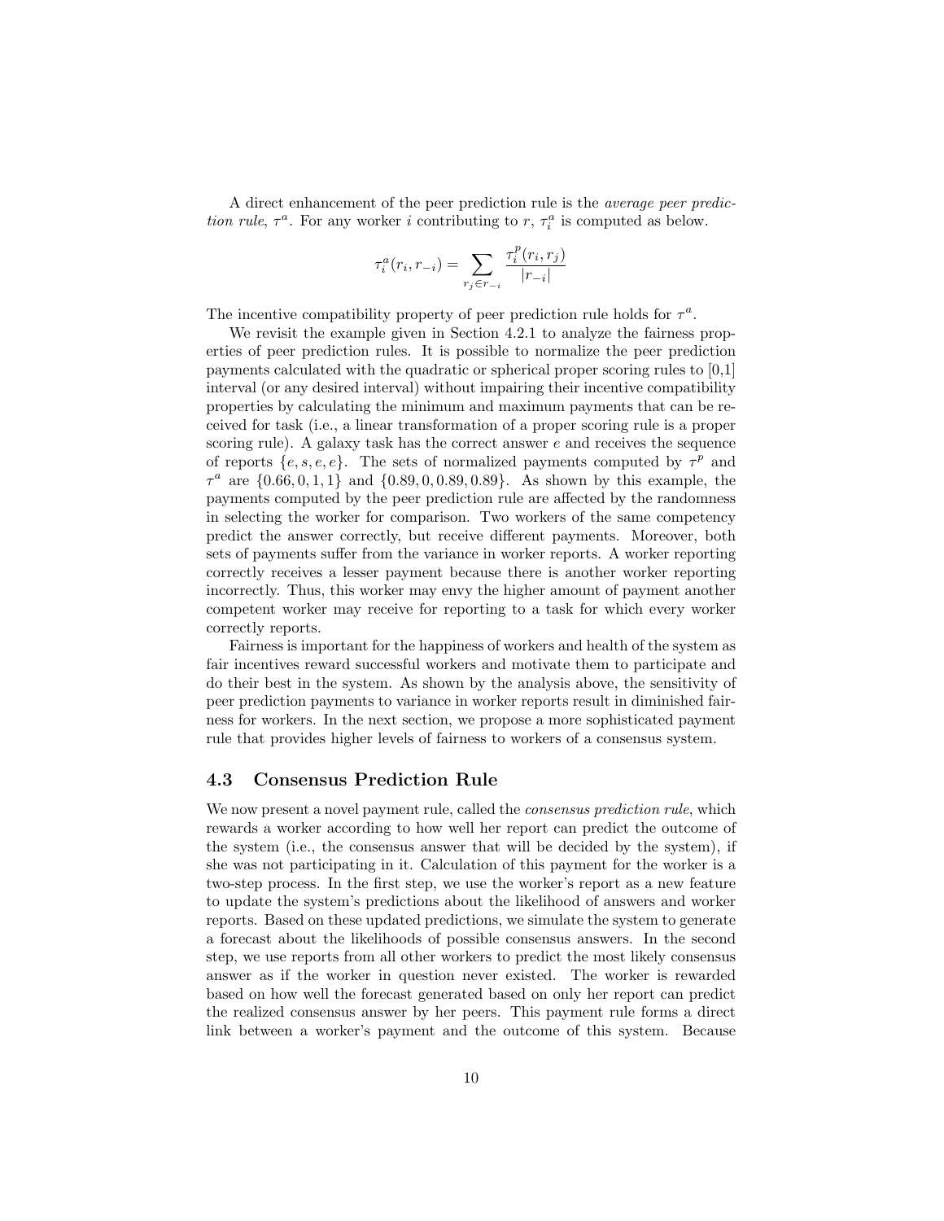A direct enhancement of the peer prediction rule is the *average peer prediction rule*, $\tau^a$. For any worker $i$ contributing to $r$, $\tau_i^a$ is computed as below.

$$\tau_i^a(r_i, r_{-i}) = \sum_{r_j \in r_{-i}} \frac{\tau_i^p(r_i, r_j)}{|r_{-i}|}$$

The incentive compatibility property of peer prediction rule holds for $\tau^a$.

We revisit the example given in Section 4.2.1 to analyze the fairness properties of peer prediction rules. It is possible to normalize the peer prediction payments calculated with the quadratic or spherical proper scoring rules to [0,1] interval (or any desired interval) without impairing their incentive compatibility properties by calculating the minimum and maximum payments that can be received for task (i.e., a linear transformation of a proper scoring rule is a proper scoring rule). A galaxy task has the correct answer $e$ and receives the sequence of reports $\{e, s, e, e\}$. The sets of normalized payments computed by $\tau^p$ and $\tau^a$ are $\{0.66, 0, 1, 1\}$ and $\{0.89, 0, 0.89, 0.89\}$. As shown by this example, the payments computed by the peer prediction rule are affected by the randomness in selecting the worker for comparison. Two workers of the same competency predict the answer correctly, but receive different payments. Moreover, both sets of payments suffer from the variance in worker reports. A worker reporting correctly receives a lesser payment because there is another worker reporting incorrectly. Thus, this worker may envy the higher amount of payment another competent worker may receive for reporting to a task for which every worker correctly reports.

Fairness is important for the happiness of workers and health of the system as fair incentives reward successful workers and motivate them to participate and do their best in the system. As shown by the analysis above, the sensitivity of peer prediction payments to variance in worker reports result in diminished fairness for workers. In the next section, we propose a more sophisticated payment rule that provides higher levels of fairness to workers of a consensus system.

### 4.3 Consensus Prediction Rule

We now present a novel payment rule, called the *consensus prediction rule*, which rewards a worker according to how well her report can predict the outcome of the system (i.e., the consensus answer that will be decided by the system), if she was not participating in it. Calculation of this payment for the worker is a two-step process. In the first step, we use the worker's report as a new feature to update the system's predictions about the likelihood of answers and worker reports. Based on these updated predictions, we simulate the system to generate a forecast about the likelihoods of possible consensus answers. In the second step, we use reports from all other workers to predict the most likely consensus answer as if the worker in question never existed. The worker is rewarded based on how well the forecast generated based on only her report can predict the realized consensus answer by her peers. This payment rule forms a direct link between a worker's payment and the outcome of this system. Because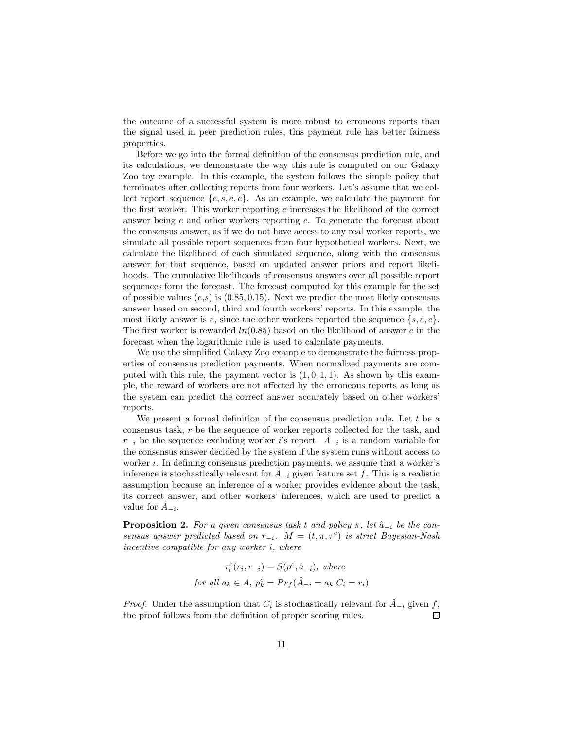the outcome of a successful system is more robust to erroneous reports than the signal used in peer prediction rules, this payment rule has better fairness properties.

Before we go into the formal definition of the consensus prediction rule, and its calculations, we demonstrate the way this rule is computed on our Galaxy Zoo toy example. In this example, the system follows the simple policy that terminates after collecting reports from four workers. Let's assume that we collect report sequence $\{e, s, e, e\}$. As an example, we calculate the payment for the first worker. This worker reporting $e$ increases the likelihood of the correct answer being $e$ and other workers reporting $e$. To generate the forecast about the consensus answer, as if we do not have access to any real worker reports, we simulate all possible report sequences from four hypothetical workers. Next, we calculate the likelihood of each simulated sequence, along with the consensus answer for that sequence, based on updated answer priors and report likelihoods. The cumulative likelihoods of consensus answers over all possible report sequences form the forecast. The forecast computed for this example for the set of possible values ($e$,$s$) is $(0.85, 0.15)$. Next we predict the most likely consensus answer based on second, third and fourth workers' reports. In this example, the most likely answer is $e$, since the other workers reported the sequence $\{s, e, e\}$. The first worker is rewarded $ln(0.85)$ based on the likelihood of answer $e$ in the forecast when the logarithmic rule is used to calculate payments.

We use the simplified Galaxy Zoo example to demonstrate the fairness properties of consensus prediction payments. When normalized payments are computed with this rule, the payment vector is $(1, 0, 1, 1)$. As shown by this example, the reward of workers are not affected by the erroneous reports as long as the system can predict the correct answer accurately based on other workers' reports.

We present a formal definition of the consensus prediction rule. Let $t$ be a consensus task, $r$ be the sequence of worker reports collected for the task, and $r_{-i}$ be the sequence excluding worker $i$'s report. $\hat{A}_{-i}$ is a random variable for the consensus answer decided by the system if the system runs without access to worker $i$. In defining consensus prediction payments, we assume that a worker's inference is stochastically relevant for $\hat{A}_{-i}$ given feature set $f$. This is a realistic assumption because an inference of a worker provides evidence about the task, its correct answer, and other workers' inferences, which are used to predict a value for $\hat{A}_{-i}$.

**Proposition 2.** *For a given consensus task $t$ and policy $\pi$, let $\hat{a}_{-i}$ be the consensus answer predicted based on $r_{-i}$. $M = (t, \pi, \tau^c)$ is strict Bayesian-Nash incentive compatible for any worker $i$, where*

$$\tau_i^c(r_i, r_{-i}) = S(p^c, \hat{a}_{-i}), \text{ where}$$
$$\text{for all } a_k \in A,\ p_k^c = Pr_f(\hat{A}_{-i} = a_k | C_i = r_i)$$

*Proof.* Under the assumption that $C_i$ is stochastically relevant for $\hat{A}_{-i}$ given $f$, the proof follows from the definition of proper scoring rules. ◻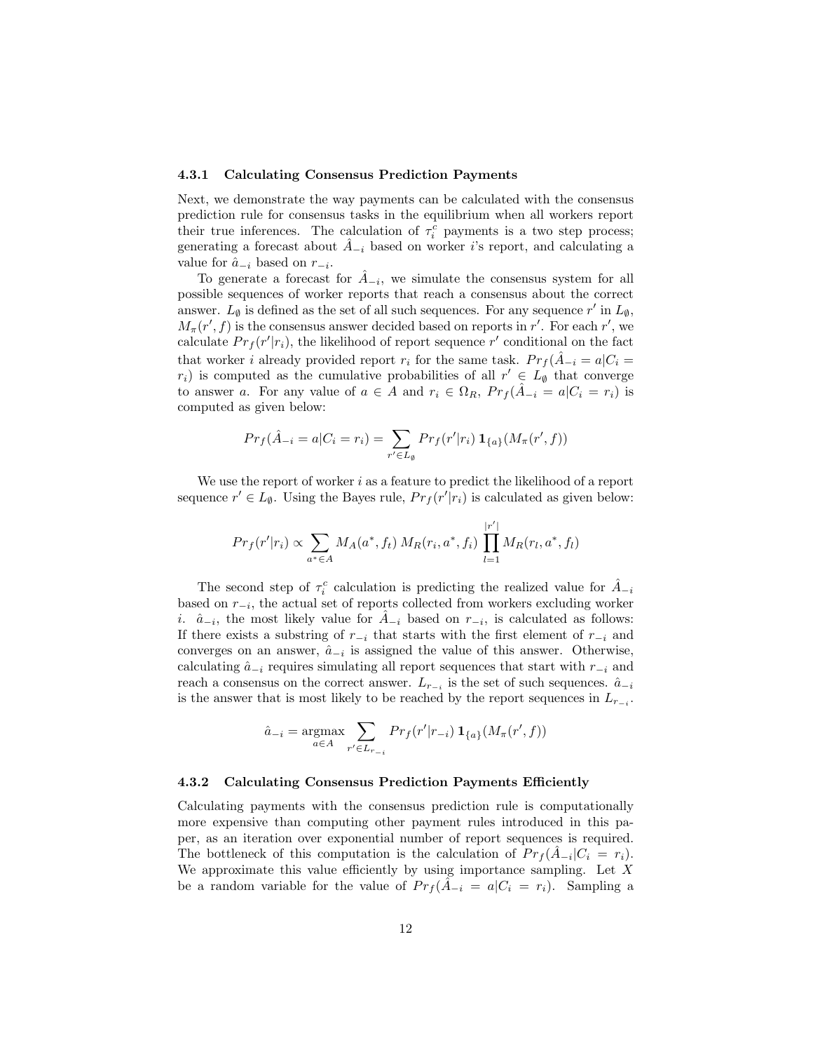#### 4.3.1 Calculating Consensus Prediction Payments

Next, we demonstrate the way payments can be calculated with the consensus prediction rule for consensus tasks in the equilibrium when all workers report their true inferences. The calculation of $\tau_i^c$ payments is a two step process; generating a forecast about $\hat{A}_{-i}$ based on worker $i$'s report, and calculating a value for $\hat{a}_{-i}$ based on $r_{-i}$.

To generate a forecast for $\hat{A}_{-i}$, we simulate the consensus system for all possible sequences of worker reports that reach a consensus about the correct answer. $L_\emptyset$ is defined as the set of all such sequences. For any sequence $r'$ in $L_\emptyset$, $M_\pi(r', f)$ is the consensus answer decided based on reports in $r'$. For each $r'$, we calculate $Pr_f(r'|r_i)$, the likelihood of report sequence $r'$ conditional on the fact that worker $i$ already provided report $r_i$ for the same task. $Pr_f(\hat{A}_{-i} = a|C_i = r_i)$ is computed as the cumulative probabilities of all $r' \in L_\emptyset$ that converge to answer $a$. For any value of $a \in A$ and $r_i \in \Omega_R$, $Pr_f(\hat{A}_{-i} = a|C_i = r_i)$ is computed as given below:

$$Pr_f(\hat{A}_{-i} = a|C_i = r_i) = \sum_{r' \in L_\emptyset} Pr_f(r'|r_i)\, \mathbf{1}_{\{a\}}(M_\pi(r', f))$$

We use the report of worker $i$ as a feature to predict the likelihood of a report sequence $r' \in L_\emptyset$. Using the Bayes rule, $Pr_f(r'|r_i)$ is calculated as given below:

$$Pr_f(r'|r_i) \propto \sum_{a^* \in A} M_A(a^*, f_t)\, M_R(r_i, a^*, f_i) \prod_{l=1}^{|r'|} M_R(r_l, a^*, f_l)$$

The second step of $\tau_i^c$ calculation is predicting the realized value for $\hat{A}_{-i}$ based on $r_{-i}$, the actual set of reports collected from workers excluding worker $i$. $\hat{a}_{-i}$, the most likely value for $\hat{A}_{-i}$ based on $r_{-i}$, is calculated as follows: If there exists a substring of $r_{-i}$ that starts with the first element of $r_{-i}$ and converges on an answer, $\hat{a}_{-i}$ is assigned the value of this answer. Otherwise, calculating $\hat{a}_{-i}$ requires simulating all report sequences that start with $r_{-i}$ and reach a consensus on the correct answer. $L_{r_{-i}}$ is the set of such sequences. $\hat{a}_{-i}$ is the answer that is most likely to be reached by the report sequences in $L_{r_{-i}}$.

$$\hat{a}_{-i} = \underset{a \in A}{\operatorname{argmax}} \sum_{r' \in L_{r_{-i}}} Pr_f(r'|r_{-i})\, \mathbf{1}_{\{a\}}(M_\pi(r', f))$$

#### 4.3.2 Calculating Consensus Prediction Payments Efficiently

Calculating payments with the consensus prediction rule is computationally more expensive than computing other payment rules introduced in this paper, as an iteration over exponential number of report sequences is required. The bottleneck of this computation is the calculation of $Pr_f(\hat{A}_{-i}|C_i = r_i)$. We approximate this value efficiently by using importance sampling. Let $X$ be a random variable for the value of $Pr_f(\hat{A}_{-i} = a|C_i = r_i)$. Sampling a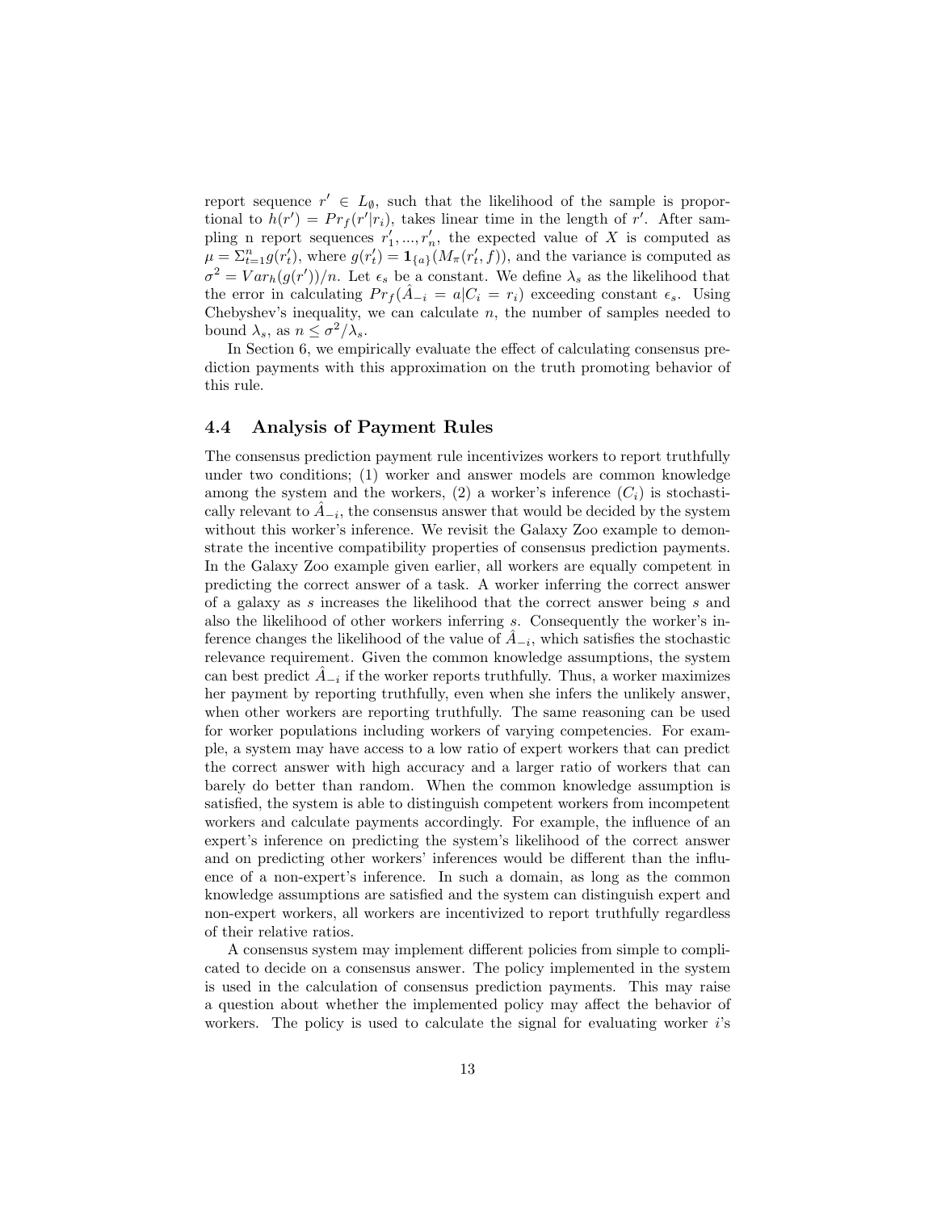report sequence $r' \in L_{\emptyset}$, such that the likelihood of the sample is proportional to $h(r') = Pr_f(r'|r_i)$, takes linear time in the length of $r'$. After sampling n report sequences $r'_1, ..., r'_n$, the expected value of $X$ is computed as $\mu = \Sigma_{t=1}^{n} g(r'_t)$, where $g(r'_t) = \mathbf{1}_{\{a\}}(M_\pi(r'_t, f))$, and the variance is computed as $\sigma^2 = Var_h(g(r'))/n$. Let $\epsilon_s$ be a constant. We define $\lambda_s$ as the likelihood that the error in calculating $Pr_f(\hat{A}_{-i} = a|C_i = r_i)$ exceeding constant $\epsilon_s$. Using Chebyshev's inequality, we can calculate $n$, the number of samples needed to bound $\lambda_s$, as $n \leq \sigma^2/\lambda_s$.

In Section 6, we empirically evaluate the effect of calculating consensus prediction payments with this approximation on the truth promoting behavior of this rule.

## 4.4 Analysis of Payment Rules

The consensus prediction payment rule incentivizes workers to report truthfully under two conditions; (1) worker and answer models are common knowledge among the system and the workers, (2) a worker's inference ($C_i$) is stochastically relevant to $\hat{A}_{-i}$, the consensus answer that would be decided by the system without this worker's inference. We revisit the Galaxy Zoo example to demonstrate the incentive compatibility properties of consensus prediction payments. In the Galaxy Zoo example given earlier, all workers are equally competent in predicting the correct answer of a task. A worker inferring the correct answer of a galaxy as $s$ increases the likelihood that the correct answer being $s$ and also the likelihood of other workers inferring $s$. Consequently the worker's inference changes the likelihood of the value of $\hat{A}_{-i}$, which satisfies the stochastic relevance requirement. Given the common knowledge assumptions, the system can best predict $\hat{A}_{-i}$ if the worker reports truthfully. Thus, a worker maximizes her payment by reporting truthfully, even when she infers the unlikely answer, when other workers are reporting truthfully. The same reasoning can be used for worker populations including workers of varying competencies. For example, a system may have access to a low ratio of expert workers that can predict the correct answer with high accuracy and a larger ratio of workers that can barely do better than random. When the common knowledge assumption is satisfied, the system is able to distinguish competent workers from incompetent workers and calculate payments accordingly. For example, the influence of an expert's inference on predicting the system's likelihood of the correct answer and on predicting other workers' inferences would be different than the influence of a non-expert's inference. In such a domain, as long as the common knowledge assumptions are satisfied and the system can distinguish expert and non-expert workers, all workers are incentivized to report truthfully regardless of their relative ratios.

A consensus system may implement different policies from simple to complicated to decide on a consensus answer. The policy implemented in the system is used in the calculation of consensus prediction payments. This may raise a question about whether the implemented policy may affect the behavior of workers. The policy is used to calculate the signal for evaluating worker $i$'s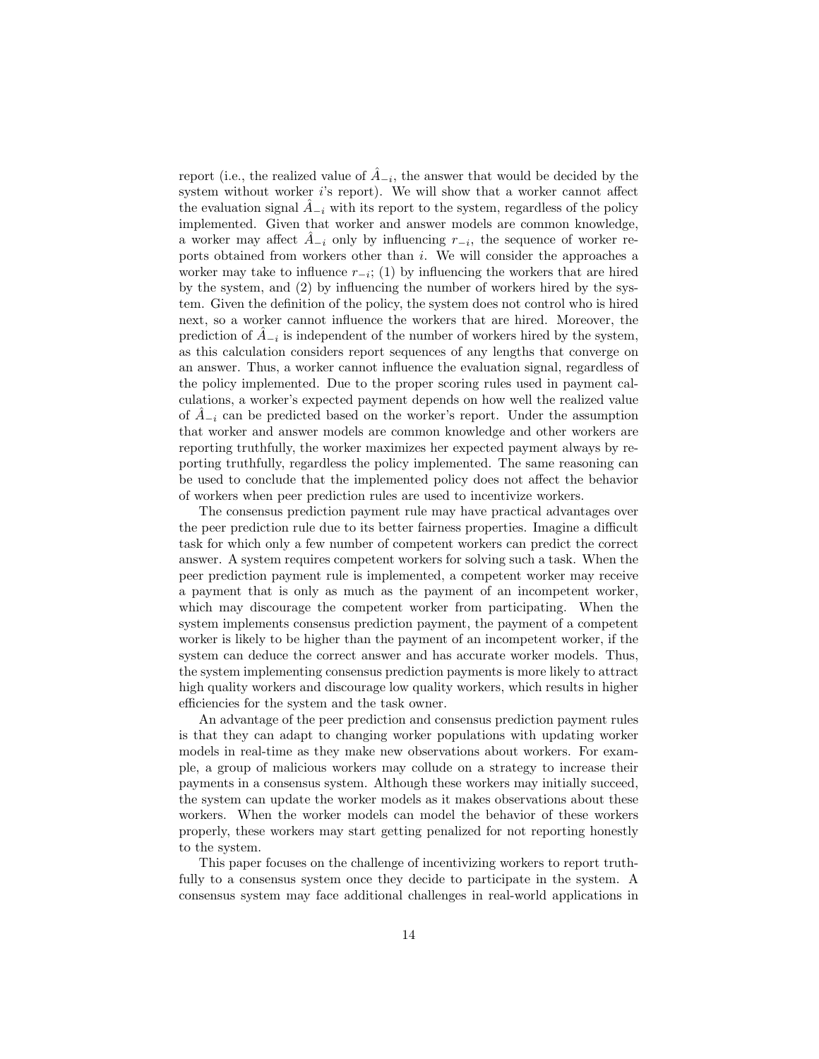report (i.e., the realized value of $\hat{A}_{-i}$, the answer that would be decided by the system without worker $i$'s report). We will show that a worker cannot affect the evaluation signal $\hat{A}_{-i}$ with its report to the system, regardless of the policy implemented. Given that worker and answer models are common knowledge, a worker may affect $\hat{A}_{-i}$ only by influencing $r_{-i}$, the sequence of worker reports obtained from workers other than $i$. We will consider the approaches a worker may take to influence $r_{-i}$; (1) by influencing the workers that are hired by the system, and (2) by influencing the number of workers hired by the system. Given the definition of the policy, the system does not control who is hired next, so a worker cannot influence the workers that are hired. Moreover, the prediction of $\hat{A}_{-i}$ is independent of the number of workers hired by the system, as this calculation considers report sequences of any lengths that converge on an answer. Thus, a worker cannot influence the evaluation signal, regardless of the policy implemented. Due to the proper scoring rules used in payment calculations, a worker's expected payment depends on how well the realized value of $\hat{A}_{-i}$ can be predicted based on the worker's report. Under the assumption that worker and answer models are common knowledge and other workers are reporting truthfully, the worker maximizes her expected payment always by reporting truthfully, regardless the policy implemented. The same reasoning can be used to conclude that the implemented policy does not affect the behavior of workers when peer prediction rules are used to incentivize workers.

The consensus prediction payment rule may have practical advantages over the peer prediction rule due to its better fairness properties. Imagine a difficult task for which only a few number of competent workers can predict the correct answer. A system requires competent workers for solving such a task. When the peer prediction payment rule is implemented, a competent worker may receive a payment that is only as much as the payment of an incompetent worker, which may discourage the competent worker from participating. When the system implements consensus prediction payment, the payment of a competent worker is likely to be higher than the payment of an incompetent worker, if the system can deduce the correct answer and has accurate worker models. Thus, the system implementing consensus prediction payments is more likely to attract high quality workers and discourage low quality workers, which results in higher efficiencies for the system and the task owner.

An advantage of the peer prediction and consensus prediction payment rules is that they can adapt to changing worker populations with updating worker models in real-time as they make new observations about workers. For example, a group of malicious workers may collude on a strategy to increase their payments in a consensus system. Although these workers may initially succeed, the system can update the worker models as it makes observations about these workers. When the worker models can model the behavior of these workers properly, these workers may start getting penalized for not reporting honestly to the system.

This paper focuses on the challenge of incentivizing workers to report truthfully to a consensus system once they decide to participate in the system. A consensus system may face additional challenges in real-world applications in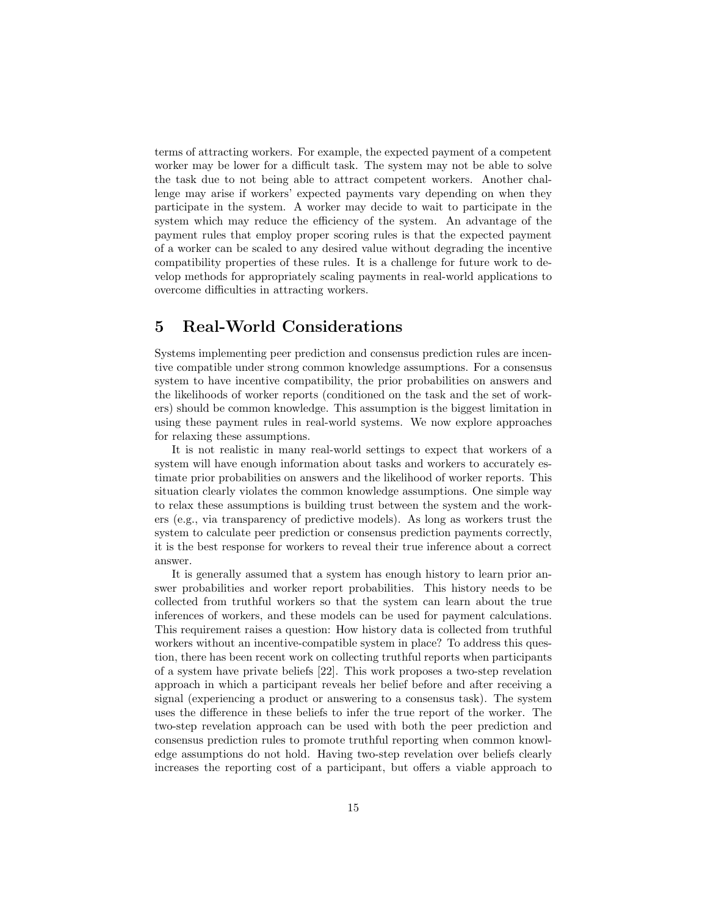terms of attracting workers. For example, the expected payment of a competent worker may be lower for a difficult task. The system may not be able to solve the task due to not being able to attract competent workers. Another challenge may arise if workers' expected payments vary depending on when they participate in the system. A worker may decide to wait to participate in the system which may reduce the efficiency of the system. An advantage of the payment rules that employ proper scoring rules is that the expected payment of a worker can be scaled to any desired value without degrading the incentive compatibility properties of these rules. It is a challenge for future work to develop methods for appropriately scaling payments in real-world applications to overcome difficulties in attracting workers.

## 5 Real-World Considerations

Systems implementing peer prediction and consensus prediction rules are incentive compatible under strong common knowledge assumptions. For a consensus system to have incentive compatibility, the prior probabilities on answers and the likelihoods of worker reports (conditioned on the task and the set of workers) should be common knowledge. This assumption is the biggest limitation in using these payment rules in real-world systems. We now explore approaches for relaxing these assumptions.

It is not realistic in many real-world settings to expect that workers of a system will have enough information about tasks and workers to accurately estimate prior probabilities on answers and the likelihood of worker reports. This situation clearly violates the common knowledge assumptions. One simple way to relax these assumptions is building trust between the system and the workers (e.g., via transparency of predictive models). As long as workers trust the system to calculate peer prediction or consensus prediction payments correctly, it is the best response for workers to reveal their true inference about a correct answer.

It is generally assumed that a system has enough history to learn prior answer probabilities and worker report probabilities. This history needs to be collected from truthful workers so that the system can learn about the true inferences of workers, and these models can be used for payment calculations. This requirement raises a question: How history data is collected from truthful workers without an incentive-compatible system in place? To address this question, there has been recent work on collecting truthful reports when participants of a system have private beliefs [22]. This work proposes a two-step revelation approach in which a participant reveals her belief before and after receiving a signal (experiencing a product or answering to a consensus task). The system uses the difference in these beliefs to infer the true report of the worker. The two-step revelation approach can be used with both the peer prediction and consensus prediction rules to promote truthful reporting when common knowledge assumptions do not hold. Having two-step revelation over beliefs clearly increases the reporting cost of a participant, but offers a viable approach to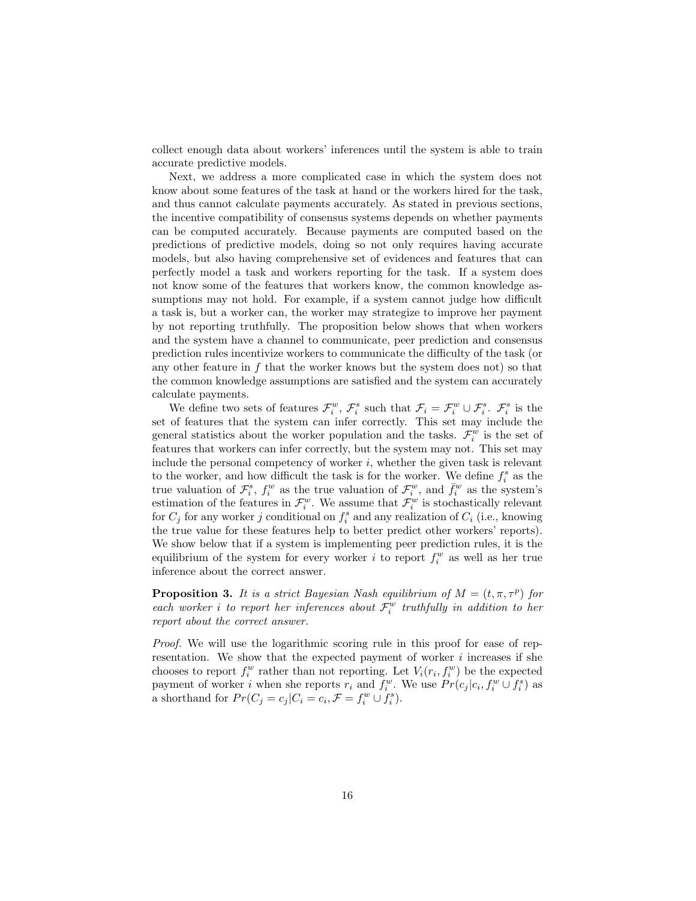collect enough data about workers' inferences until the system is able to train accurate predictive models.

Next, we address a more complicated case in which the system does not know about some features of the task at hand or the workers hired for the task, and thus cannot calculate payments accurately. As stated in previous sections, the incentive compatibility of consensus systems depends on whether payments can be computed accurately. Because payments are computed based on the predictions of predictive models, doing so not only requires having accurate models, but also having comprehensive set of evidences and features that can perfectly model a task and workers reporting for the task. If a system does not know some of the features that workers know, the common knowledge assumptions may not hold. For example, if a system cannot judge how difficult a task is, but a worker can, the worker may strategize to improve her payment by not reporting truthfully. The proposition below shows that when workers and the system have a channel to communicate, peer prediction and consensus prediction rules incentivize workers to communicate the difficulty of the task (or any other feature in $f$ that the worker knows but the system does not) so that the common knowledge assumptions are satisfied and the system can accurately calculate payments.

We define two sets of features $\mathcal{F}_i^w$, $\mathcal{F}_i^s$ such that $\mathcal{F}_i = \mathcal{F}_i^w \cup \mathcal{F}_i^s$. $\mathcal{F}_i^s$ is the set of features that the system can infer correctly. This set may include the general statistics about the worker population and the tasks. $\mathcal{F}_i^w$ is the set of features that workers can infer correctly, but the system may not. This set may include the personal competency of worker $i$, whether the given task is relevant to the worker, and how difficult the task is for the worker. We define $f_i^s$ as the true valuation of $\mathcal{F}_i^s$, $f_i^w$ as the true valuation of $\mathcal{F}_i^w$, and $\bar{f}_i^w$ as the system's estimation of the features in $\mathcal{F}_i^w$. We assume that $\mathcal{F}_i^w$ is stochastically relevant for $C_j$ for any worker $j$ conditional on $f_i^s$ and any realization of $C_i$ (i.e., knowing the true value for these features help to better predict other workers' reports). We show below that if a system is implementing peer prediction rules, it is the equilibrium of the system for every worker $i$ to report $f_i^w$ as well as her true inference about the correct answer.

**Proposition 3.** *It is a strict Bayesian Nash equilibrium of $M = (t, \pi, \tau^p)$ for each worker $i$ to report her inferences about $\mathcal{F}_i^w$ truthfully in addition to her report about the correct answer.*

*Proof.* We will use the logarithmic scoring rule in this proof for ease of representation. We show that the expected payment of worker $i$ increases if she chooses to report $f_i^w$ rather than not reporting. Let $V_i(r_i, f_i^w)$ be the expected payment of worker $i$ when she reports $r_i$ and $f_i^w$. We use $Pr(c_j|c_i, f_i^w \cup f_i^s)$ as a shorthand for $Pr(C_j = c_j|C_i = c_i, \mathcal{F} = f_i^w \cup f_i^s)$.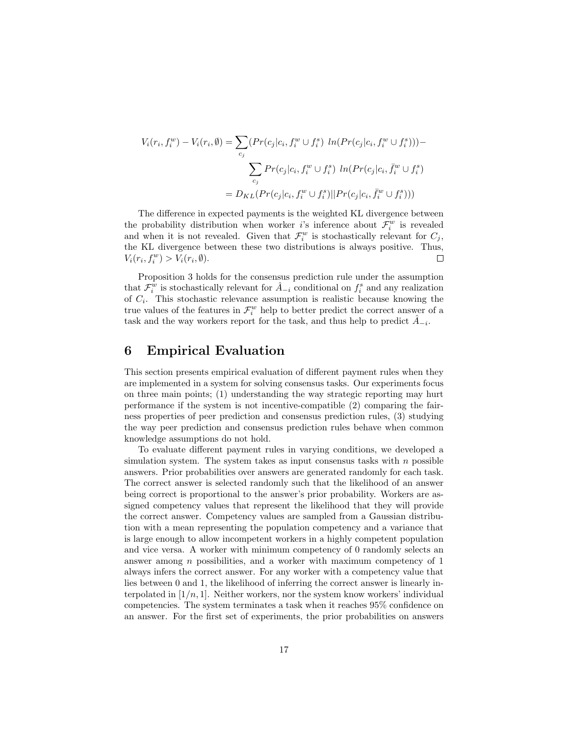$$
\begin{aligned}
V_i(r_i, f_i^w) - V_i(r_i, \emptyset) &= \sum_{c_j} (Pr(c_j|c_i, f_i^w \cup f_i^s) \;\; ln(Pr(c_j|c_i, f_i^w \cup f_i^s))) - \\
&\quad \sum_{c_j} Pr(c_j|c_i, f_i^w \cup f_i^s) \;\; ln(Pr(c_j|c_i, \bar{f}_i^w \cup f_i^s)) \\
&= D_{KL}(Pr(c_j|c_i, f_i^w \cup f_i^s)||Pr(c_j|c_i, \bar{f}_i^w \cup f_i^s)))
\end{aligned}
$$

The difference in expected payments is the weighted KL divergence between the probability distribution when worker $i$'s inference about $\mathcal{F}_i^w$ is revealed and when it is not revealed. Given that $\mathcal{F}_i^w$ is stochastically relevant for $C_j$, the KL divergence between these two distributions is always positive. Thus, $V_i(r_i, f_i^w) > V_i(r_i, \emptyset)$. □

Proposition 3 holds for the consensus prediction rule under the assumption that $\mathcal{F}_i^w$ is stochastically relevant for $\hat{A}_{-i}$ conditional on $f_i^s$ and any realization of $C_i$. This stochastic relevance assumption is realistic because knowing the true values of the features in $\mathcal{F}_i^w$ help to better predict the correct answer of a task and the way workers report for the task, and thus help to predict $\hat{A}_{-i}$.

## 6 Empirical Evaluation

This section presents empirical evaluation of different payment rules when they are implemented in a system for solving consensus tasks. Our experiments focus on three main points; (1) understanding the way strategic reporting may hurt performance if the system is not incentive-compatible (2) comparing the fairness properties of peer prediction and consensus prediction rules, (3) studying the way peer prediction and consensus prediction rules behave when common knowledge assumptions do not hold.

To evaluate different payment rules in varying conditions, we developed a simulation system. The system takes as input consensus tasks with $n$ possible answers. Prior probabilities over answers are generated randomly for each task. The correct answer is selected randomly such that the likelihood of an answer being correct is proportional to the answer's prior probability. Workers are assigned competency values that represent the likelihood that they will provide the correct answer. Competency values are sampled from a Gaussian distribution with a mean representing the population competency and a variance that is large enough to allow incompetent workers in a highly competent population and vice versa. A worker with minimum competency of 0 randomly selects an answer among $n$ possibilities, and a worker with maximum competency of 1 always infers the correct answer. For any worker with a competency value that lies between 0 and 1, the likelihood of inferring the correct answer is linearly interpolated in $[1/n, 1]$. Neither workers, nor the system know workers' individual competencies. The system terminates a task when it reaches 95% confidence on an answer. For the first set of experiments, the prior probabilities on answers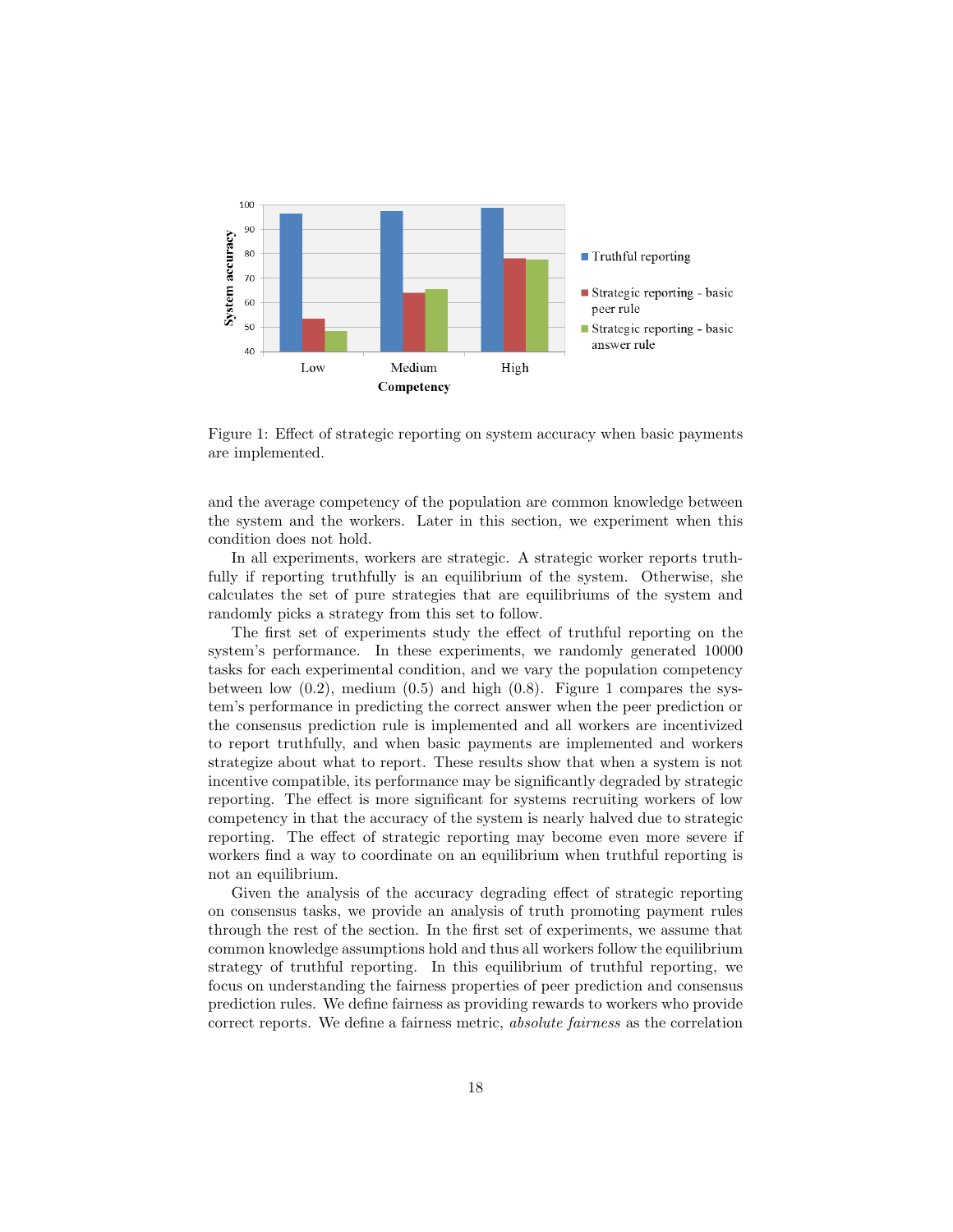Figure 1: Effect of strategic reporting on system accuracy when basic payments are implemented.

and the average competency of the population are common knowledge between the system and the workers. Later in this section, we experiment when this condition does not hold.

In all experiments, workers are strategic. A strategic worker reports truthfully if reporting truthfully is an equilibrium of the system. Otherwise, she calculates the set of pure strategies that are equilibriums of the system and randomly picks a strategy from this set to follow.

The first set of experiments study the effect of truthful reporting on the system's performance. In these experiments, we randomly generated 10000 tasks for each experimental condition, and we vary the population competency between low (0.2), medium (0.5) and high (0.8). Figure 1 compares the system's performance in predicting the correct answer when the peer prediction or the consensus prediction rule is implemented and all workers are incentivized to report truthfully, and when basic payments are implemented and workers strategize about what to report. These results show that when a system is not incentive compatible, its performance may be significantly degraded by strategic reporting. The effect is more significant for systems recruiting workers of low competency in that the accuracy of the system is nearly halved due to strategic reporting. The effect of strategic reporting may become even more severe if workers find a way to coordinate on an equilibrium when truthful reporting is not an equilibrium.

Given the analysis of the accuracy degrading effect of strategic reporting on consensus tasks, we provide an analysis of truth promoting payment rules through the rest of the section. In the first set of experiments, we assume that common knowledge assumptions hold and thus all workers follow the equilibrium strategy of truthful reporting. In this equilibrium of truthful reporting, we focus on understanding the fairness properties of peer prediction and consensus prediction rules. We define fairness as providing rewards to workers who provide correct reports. We define a fairness metric, *absolute fairness* as the correlation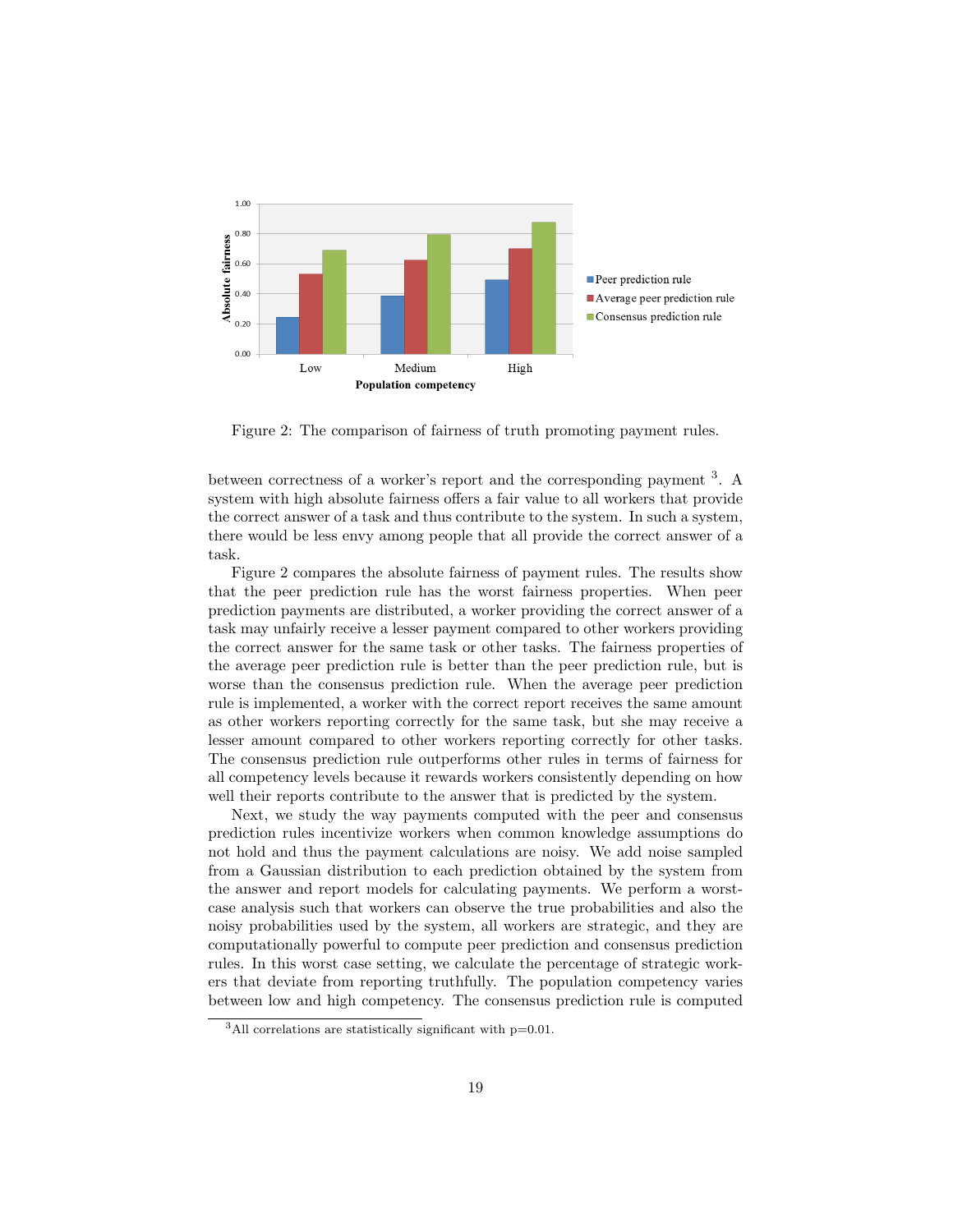Figure 2: The comparison of fairness of truth promoting payment rules.

between correctness of a worker's report and the corresponding payment [3]. A system with high absolute fairness offers a fair value to all workers that provide the correct answer of a task and thus contribute to the system. In such a system, there would be less envy among people that all provide the correct answer of a task.

Figure 2 compares the absolute fairness of payment rules. The results show that the peer prediction rule has the worst fairness properties. When peer prediction payments are distributed, a worker providing the correct answer of a task may unfairly receive a lesser payment compared to other workers providing the correct answer for the same task or other tasks. The fairness properties of the average peer prediction rule is better than the peer prediction rule, but is worse than the consensus prediction rule. When the average peer prediction rule is implemented, a worker with the correct report receives the same amount as other workers reporting correctly for the same task, but she may receive a lesser amount compared to other workers reporting correctly for other tasks. The consensus prediction rule outperforms other rules in terms of fairness for all competency levels because it rewards workers consistently depending on how well their reports contribute to the answer that is predicted by the system.

Next, we study the way payments computed with the peer and consensus prediction rules incentivize workers when common knowledge assumptions do not hold and thus the payment calculations are noisy. We add noise sampled from a Gaussian distribution to each prediction obtained by the system from the answer and report models for calculating payments. We perform a worst-case analysis such that workers can observe the true probabilities and also the noisy probabilities used by the system, all workers are strategic, and they are computationally powerful to compute peer prediction and consensus prediction rules. In this worst case setting, we calculate the percentage of strategic workers that deviate from reporting truthfully. The population competency varies between low and high competency. The consensus prediction rule is computed

[3] All correlations are statistically significant with p=0.01.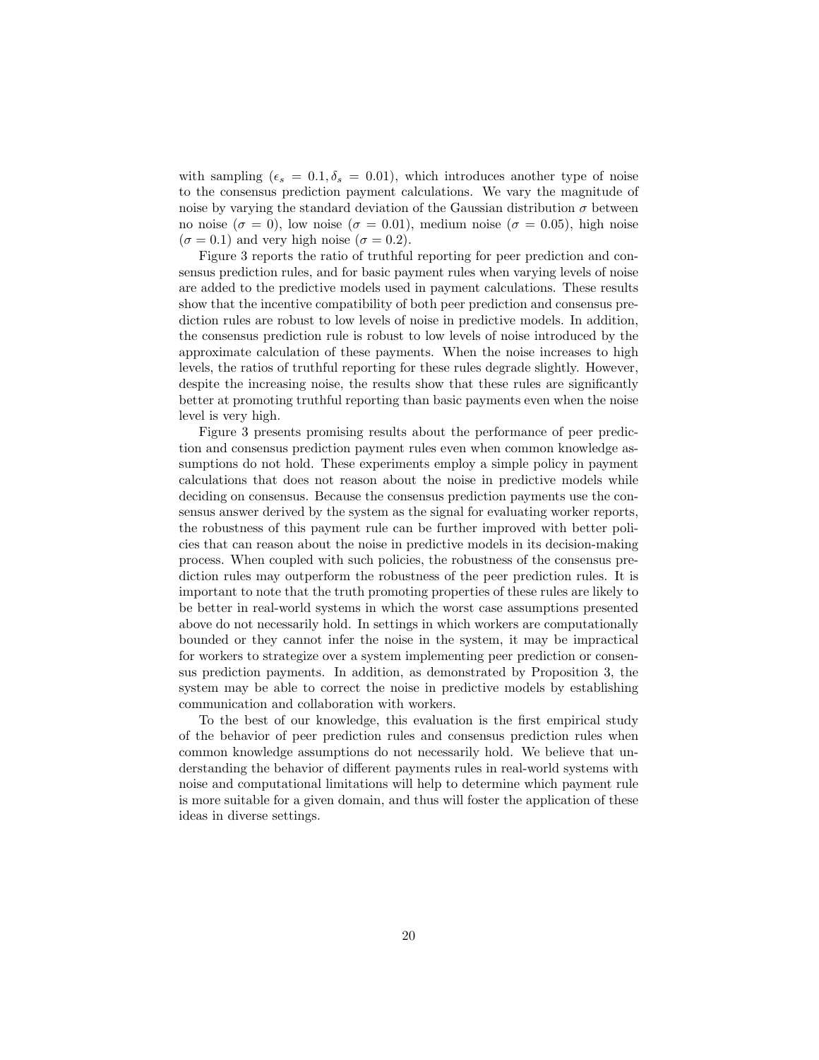with sampling ($\epsilon_s = 0.1, \delta_s = 0.01$), which introduces another type of noise to the consensus prediction payment calculations. We vary the magnitude of noise by varying the standard deviation of the Gaussian distribution $\sigma$ between no noise ($\sigma = 0$), low noise ($\sigma = 0.01$), medium noise ($\sigma = 0.05$), high noise ($\sigma = 0.1$) and very high noise ($\sigma = 0.2$).

Figure 3 reports the ratio of truthful reporting for peer prediction and consensus prediction rules, and for basic payment rules when varying levels of noise are added to the predictive models used in payment calculations. These results show that the incentive compatibility of both peer prediction and consensus prediction rules are robust to low levels of noise in predictive models. In addition, the consensus prediction rule is robust to low levels of noise introduced by the approximate calculation of these payments. When the noise increases to high levels, the ratios of truthful reporting for these rules degrade slightly. However, despite the increasing noise, the results show that these rules are significantly better at promoting truthful reporting than basic payments even when the noise level is very high.

Figure 3 presents promising results about the performance of peer prediction and consensus prediction payment rules even when common knowledge assumptions do not hold. These experiments employ a simple policy in payment calculations that does not reason about the noise in predictive models while deciding on consensus. Because the consensus prediction payments use the consensus answer derived by the system as the signal for evaluating worker reports, the robustness of this payment rule can be further improved with better policies that can reason about the noise in predictive models in its decision-making process. When coupled with such policies, the robustness of the consensus prediction rules may outperform the robustness of the peer prediction rules. It is important to note that the truth promoting properties of these rules are likely to be better in real-world systems in which the worst case assumptions presented above do not necessarily hold. In settings in which workers are computationally bounded or they cannot infer the noise in the system, it may be impractical for workers to strategize over a system implementing peer prediction or consensus prediction payments. In addition, as demonstrated by Proposition 3, the system may be able to correct the noise in predictive models by establishing communication and collaboration with workers.

To the best of our knowledge, this evaluation is the first empirical study of the behavior of peer prediction rules and consensus prediction rules when common knowledge assumptions do not necessarily hold. We believe that understanding the behavior of different payments rules in real-world systems with noise and computational limitations will help to determine which payment rule is more suitable for a given domain, and thus will foster the application of these ideas in diverse settings.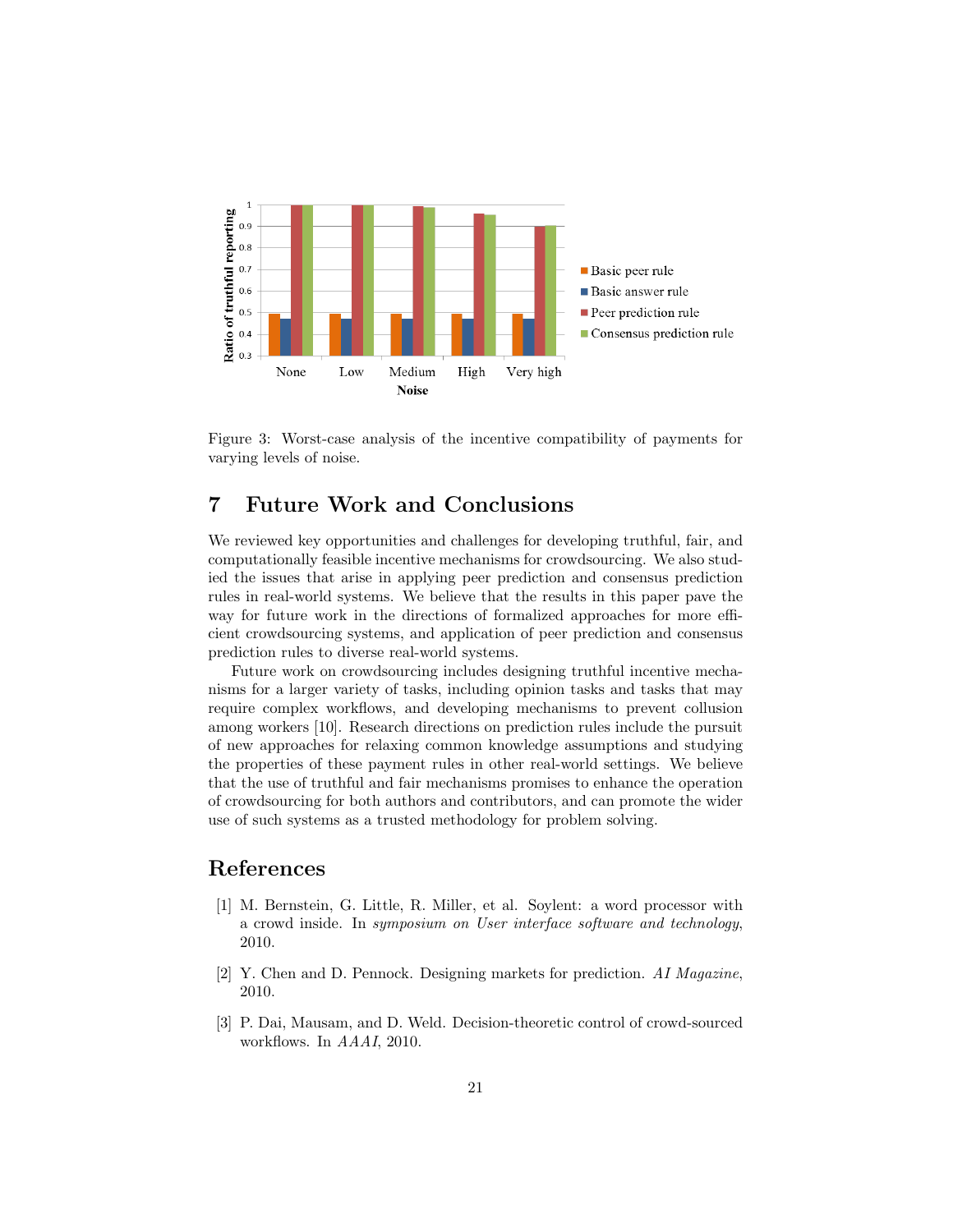Figure 3: Worst-case analysis of the incentive compatibility of payments for varying levels of noise.

## 7 Future Work and Conclusions

We reviewed key opportunities and challenges for developing truthful, fair, and computationally feasible incentive mechanisms for crowdsourcing. We also studied the issues that arise in applying peer prediction and consensus prediction rules in real-world systems. We believe that the results in this paper pave the way for future work in the directions of formalized approaches for more efficient crowdsourcing systems, and application of peer prediction and consensus prediction rules to diverse real-world systems.

Future work on crowdsourcing includes designing truthful incentive mechanisms for a larger variety of tasks, including opinion tasks and tasks that may require complex workflows, and developing mechanisms to prevent collusion among workers [10]. Research directions on prediction rules include the pursuit of new approaches for relaxing common knowledge assumptions and studying the properties of these payment rules in other real-world settings. We believe that the use of truthful and fair mechanisms promises to enhance the operation of crowdsourcing for both authors and contributors, and can promote the wider use of such systems as a trusted methodology for problem solving.

## References

[1] M. Bernstein, G. Little, R. Miller, et al. Soylent: a word processor with a crowd inside. In *symposium on User interface software and technology*, 2010.

[2] Y. Chen and D. Pennock. Designing markets for prediction. *AI Magazine*, 2010.

[3] P. Dai, Mausam, and D. Weld. Decision-theoretic control of crowd-sourced workflows. In *AAAI*, 2010.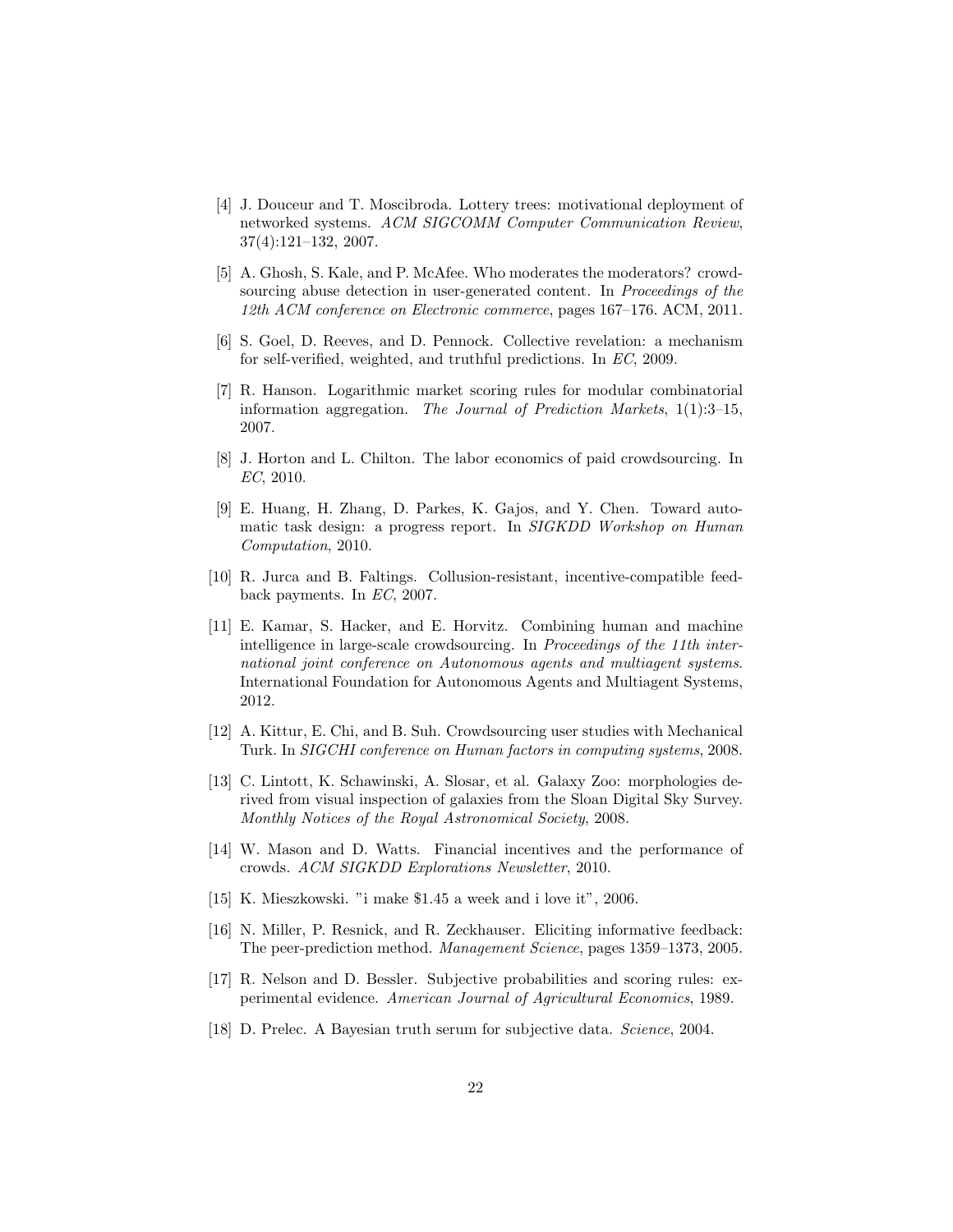[4] J. Douceur and T. Moscibroda. Lottery trees: motivational deployment of networked systems. *ACM SIGCOMM Computer Communication Review*, 37(4):121–132, 2007.

[5] A. Ghosh, S. Kale, and P. McAfee. Who moderates the moderators? crowdsourcing abuse detection in user-generated content. In *Proceedings of the 12th ACM conference on Electronic commerce*, pages 167–176. ACM, 2011.

[6] S. Goel, D. Reeves, and D. Pennock. Collective revelation: a mechanism for self-verified, weighted, and truthful predictions. In *EC*, 2009.

[7] R. Hanson. Logarithmic market scoring rules for modular combinatorial information aggregation. *The Journal of Prediction Markets*, 1(1):3–15, 2007.

[8] J. Horton and L. Chilton. The labor economics of paid crowdsourcing. In *EC*, 2010.

[9] E. Huang, H. Zhang, D. Parkes, K. Gajos, and Y. Chen. Toward automatic task design: a progress report. In *SIGKDD Workshop on Human Computation*, 2010.

[10] R. Jurca and B. Faltings. Collusion-resistant, incentive-compatible feedback payments. In *EC*, 2007.

[11] E. Kamar, S. Hacker, and E. Horvitz. Combining human and machine intelligence in large-scale crowdsourcing. In *Proceedings of the 11th international joint conference on Autonomous agents and multiagent systems*. International Foundation for Autonomous Agents and Multiagent Systems, 2012.

[12] A. Kittur, E. Chi, and B. Suh. Crowdsourcing user studies with Mechanical Turk. In *SIGCHI conference on Human factors in computing systems*, 2008.

[13] C. Lintott, K. Schawinski, A. Slosar, et al. Galaxy Zoo: morphologies derived from visual inspection of galaxies from the Sloan Digital Sky Survey. *Monthly Notices of the Royal Astronomical Society*, 2008.

[14] W. Mason and D. Watts. Financial incentives and the performance of crowds. *ACM SIGKDD Explorations Newsletter*, 2010.

[15] K. Mieszkowski. "i make $1.45 a week and i love it", 2006.

[16] N. Miller, P. Resnick, and R. Zeckhauser. Eliciting informative feedback: The peer-prediction method. *Management Science*, pages 1359–1373, 2005.

[17] R. Nelson and D. Bessler. Subjective probabilities and scoring rules: experimental evidence. *American Journal of Agricultural Economics*, 1989.

[18] D. Prelec. A Bayesian truth serum for subjective data. *Science*, 2004.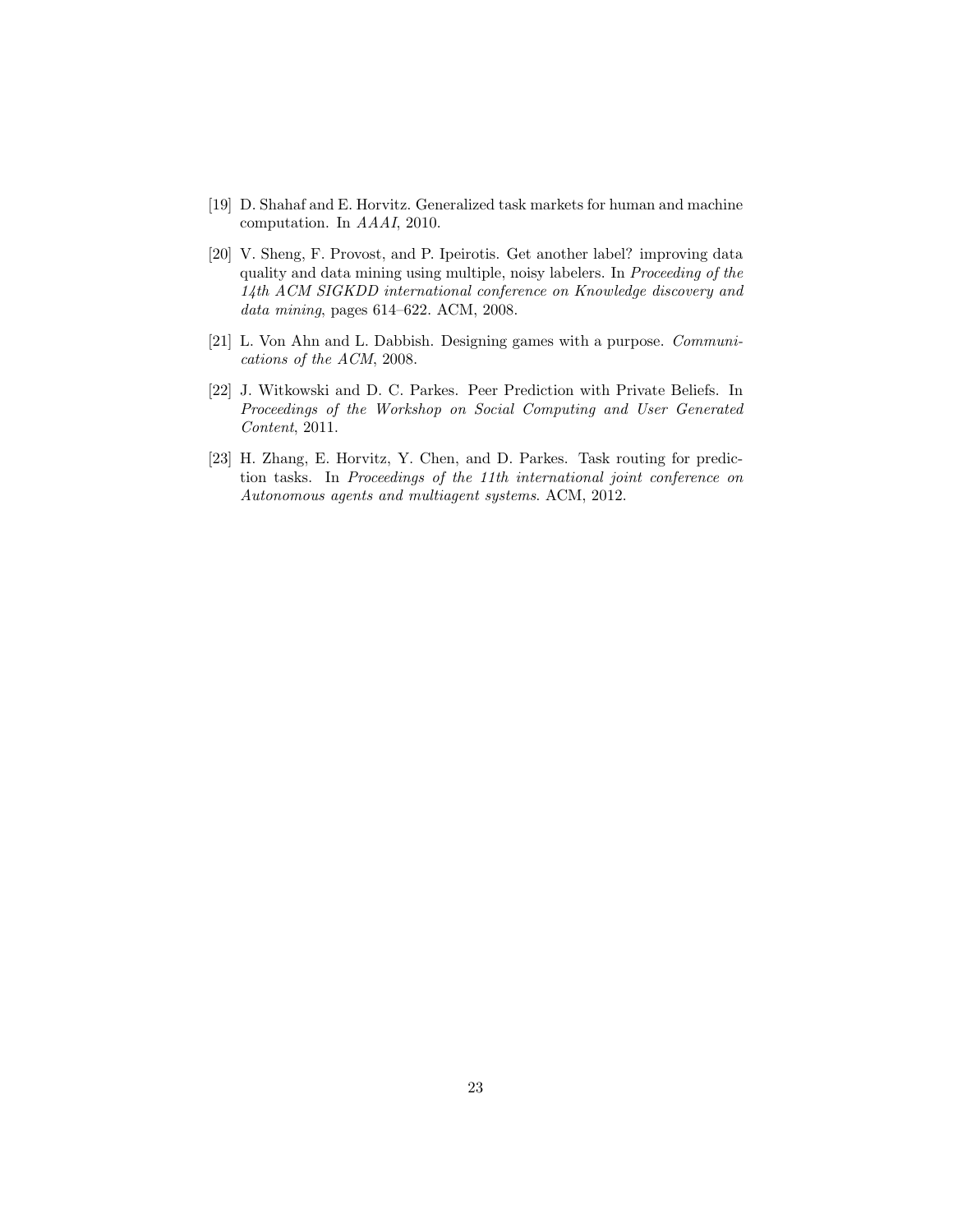[19] D. Shahaf and E. Horvitz. Generalized task markets for human and machine computation. In *AAAI*, 2010.

[20] V. Sheng, F. Provost, and P. Ipeirotis. Get another label? improving data quality and data mining using multiple, noisy labelers. In *Proceeding of the 14th ACM SIGKDD international conference on Knowledge discovery and data mining*, pages 614–622. ACM, 2008.

[21] L. Von Ahn and L. Dabbish. Designing games with a purpose. *Communications of the ACM*, 2008.

[22] J. Witkowski and D. C. Parkes. Peer Prediction with Private Beliefs. In *Proceedings of the Workshop on Social Computing and User Generated Content*, 2011.

[23] H. Zhang, E. Horvitz, Y. Chen, and D. Parkes. Task routing for prediction tasks. In *Proceedings of the 11th international joint conference on Autonomous agents and multiagent systems*. ACM, 2012.